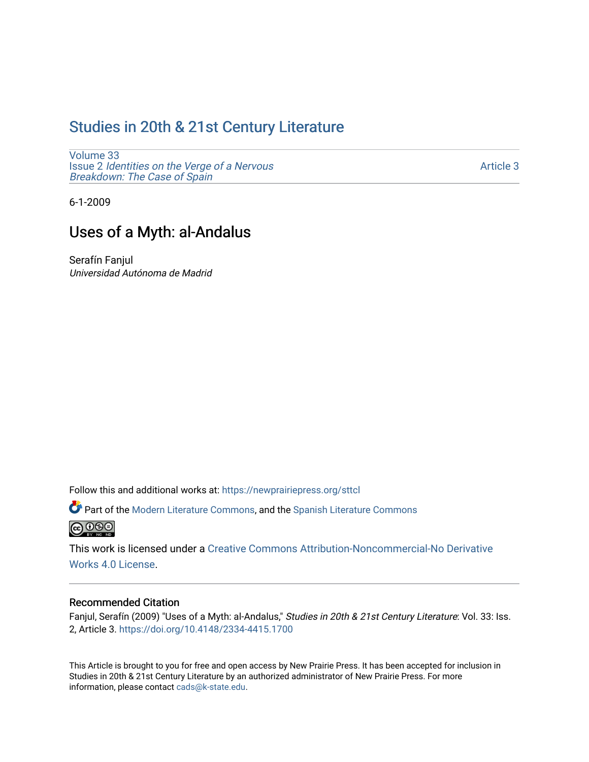# Studies in 20th & 21st Century Literature

Volume 33
Issue 2 *Identities on the Verge of a Nervous Breakdown: The Case of Spain*

Article 3

6-1-2009

## Uses of a Myth: al-Andalus

Serafín Fanjul
*Universidad Autónoma de Madrid*

Follow this and additional works at: https://newprairiepress.org/sttcl

Part of the Modern Literature Commons, and the Spanish Literature Commons

This work is licensed under a Creative Commons Attribution-Noncommercial-No Derivative Works 4.0 License.

### Recommended Citation

Fanjul, Serafín (2009) "Uses of a Myth: al-Andalus," *Studies in 20th & 21st Century Literature*: Vol. 33: Iss. 2, Article 3. https://doi.org/10.4148/2334-4415.1700

This Article is brought to you for free and open access by New Prairie Press. It has been accepted for inclusion in Studies in 20th & 21st Century Literature by an authorized administrator of New Prairie Press. For more information, please contact cads@k-state.edu.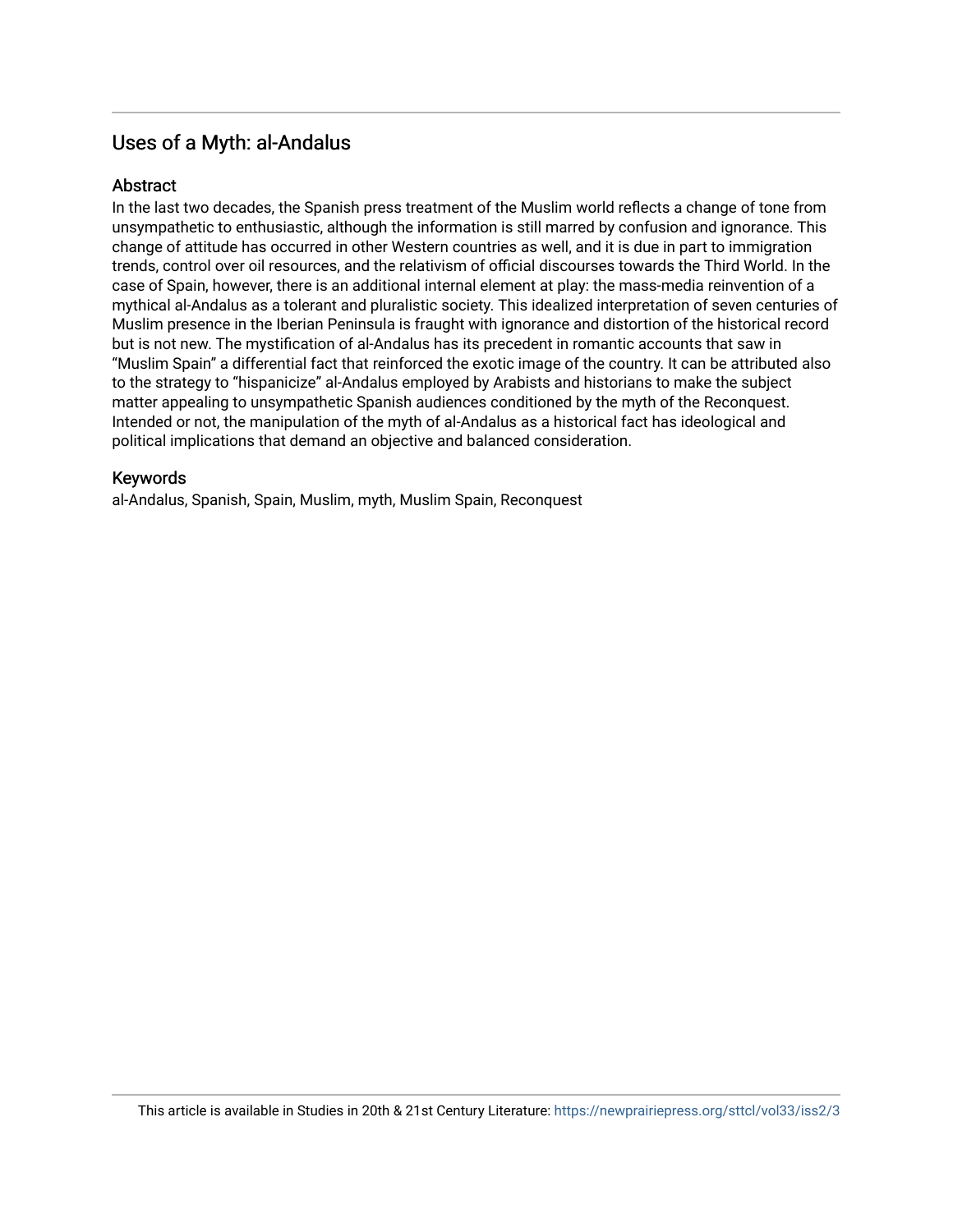## Uses of a Myth: al-Andalus

### Abstract

In the last two decades, the Spanish press treatment of the Muslim world reflects a change of tone from unsympathetic to enthusiastic, although the information is still marred by confusion and ignorance. This change of attitude has occurred in other Western countries as well, and it is due in part to immigration trends, control over oil resources, and the relativism of official discourses towards the Third World. In the case of Spain, however, there is an additional internal element at play: the mass-media reinvention of a mythical al-Andalus as a tolerant and pluralistic society. This idealized interpretation of seven centuries of Muslim presence in the Iberian Peninsula is fraught with ignorance and distortion of the historical record but is not new. The mystification of al-Andalus has its precedent in romantic accounts that saw in "Muslim Spain" a differential fact that reinforced the exotic image of the country. It can be attributed also to the strategy to "hispanicize" al-Andalus employed by Arabists and historians to make the subject matter appealing to unsympathetic Spanish audiences conditioned by the myth of the Reconquest. Intended or not, the manipulation of the myth of al-Andalus as a historical fact has ideological and political implications that demand an objective and balanced consideration.

### Keywords

al-Andalus, Spanish, Spain, Muslim, myth, Muslim Spain, Reconquest

This article is available in Studies in 20th & 21st Century Literature: https://newprairiepress.org/sttcl/vol33/iss2/3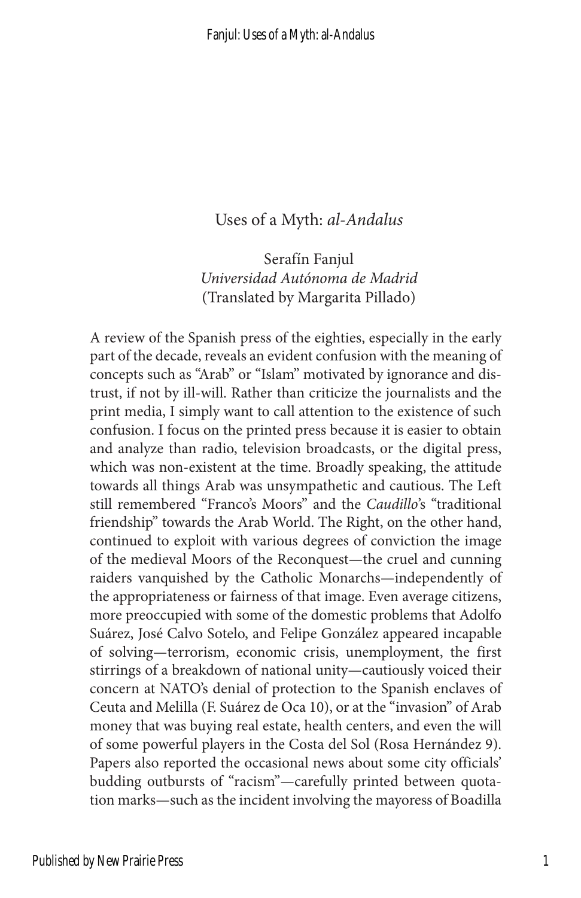# Uses of a Myth: *al-Andalus*

Serafín Fanjul
*Universidad Autónoma de Madrid*
(Translated by Margarita Pillado)

A review of the Spanish press of the eighties, especially in the early part of the decade, reveals an evident confusion with the meaning of concepts such as "Arab" or "Islam" motivated by ignorance and distrust, if not by ill-will. Rather than criticize the journalists and the print media, I simply want to call attention to the existence of such confusion. I focus on the printed press because it is easier to obtain and analyze than radio, television broadcasts, or the digital press, which was non-existent at the time. Broadly speaking, the attitude towards all things Arab was unsympathetic and cautious. The Left still remembered "Franco's Moors" and the *Caudillo*'s "traditional friendship" towards the Arab World. The Right, on the other hand, continued to exploit with various degrees of conviction the image of the medieval Moors of the Reconquest—the cruel and cunning raiders vanquished by the Catholic Monarchs—independently of the appropriateness or fairness of that image. Even average citizens, more preoccupied with some of the domestic problems that Adolfo Suárez, José Calvo Sotelo, and Felipe González appeared incapable of solving—terrorism, economic crisis, unemployment, the first stirrings of a breakdown of national unity—cautiously voiced their concern at NATO's denial of protection to the Spanish enclaves of Ceuta and Melilla (F. Suárez de Oca 10), or at the "invasion" of Arab money that was buying real estate, health centers, and even the will of some powerful players in the Costa del Sol (Rosa Hernández 9). Papers also reported the occasional news about some city officials' budding outbursts of "racism"—carefully printed between quotation marks—such as the incident involving the mayoress of Boadilla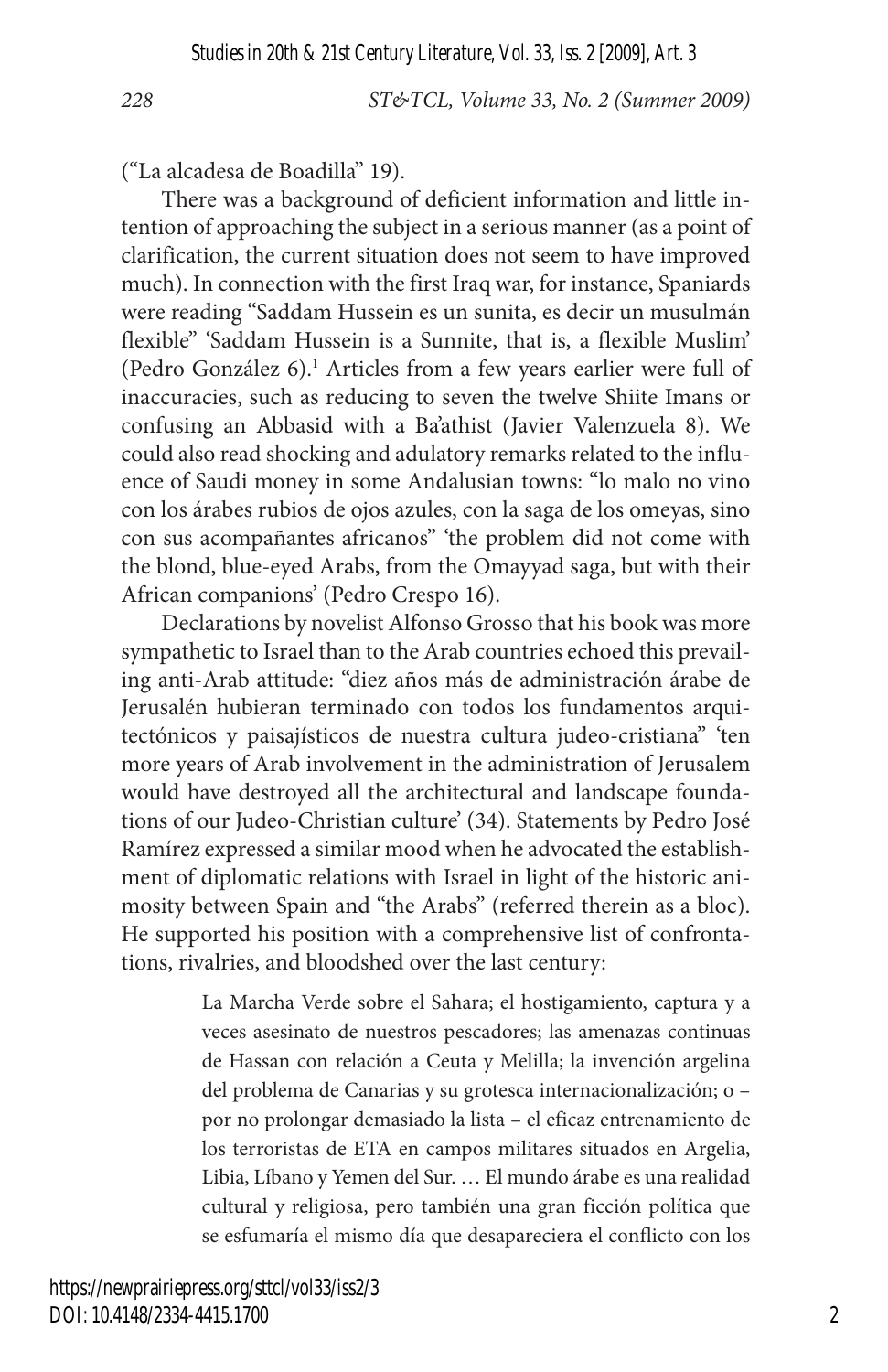("La alcadesa de Boadilla" 19).

There was a background of deficient information and little intention of approaching the subject in a serious manner (as a point of clarification, the current situation does not seem to have improved much). In connection with the first Iraq war, for instance, Spaniards were reading "Saddam Hussein es un sunita, es decir un musulmán flexible" 'Saddam Hussein is a Sunnite, that is, a flexible Muslim' (Pedro González 6).[1] Articles from a few years earlier were full of inaccuracies, such as reducing to seven the twelve Shiite Imans or confusing an Abbasid with a Ba'athist (Javier Valenzuela 8). We could also read shocking and adulatory remarks related to the influence of Saudi money in some Andalusian towns: "lo malo no vino con los árabes rubios de ojos azules, con la saga de los omeyas, sino con sus acompañantes africanos" 'the problem did not come with the blond, blue-eyed Arabs, from the Omayyad saga, but with their African companions' (Pedro Crespo 16).

Declarations by novelist Alfonso Grosso that his book was more sympathetic to Israel than to the Arab countries echoed this prevailing anti-Arab attitude: "diez años más de administración árabe de Jerusalén hubieran terminado con todos los fundamentos arquitectónicos y paisajísticos de nuestra cultura judeo-cristiana" 'ten more years of Arab involvement in the administration of Jerusalem would have destroyed all the architectural and landscape foundations of our Judeo-Christian culture' (34). Statements by Pedro José Ramírez expressed a similar mood when he advocated the establishment of diplomatic relations with Israel in light of the historic animosity between Spain and "the Arabs" (referred therein as a bloc). He supported his position with a comprehensive list of confrontations, rivalries, and bloodshed over the last century:

> La Marcha Verde sobre el Sahara; el hostigamiento, captura y a veces asesinato de nuestros pescadores; las amenazas continuas de Hassan con relación a Ceuta y Melilla; la invención argelina del problema de Canarias y su grotesca internacionalización; o – por no prolongar demasiado la lista – el eficaz entrenamiento de los terroristas de ETA en campos militares situados en Argelia, Libia, Líbano y Yemen del Sur. … El mundo árabe es una realidad cultural y religiosa, pero también una gran ficción política que se esfumaría el mismo día que desapareciera el conflicto con los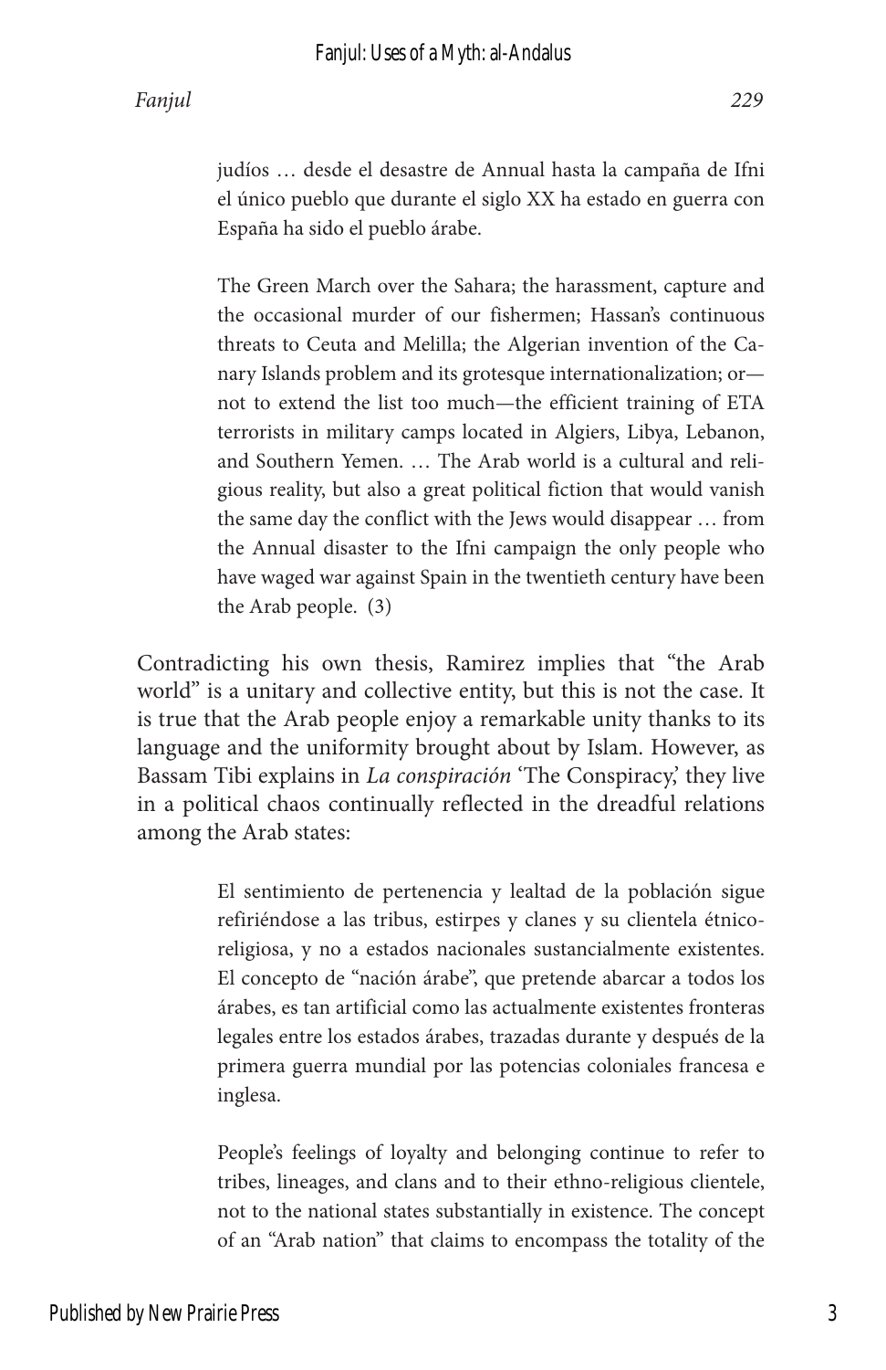> judíos … desde el desastre de Annual hasta la campaña de Ifni el único pueblo que durante el siglo XX ha estado en guerra con España ha sido el pueblo árabe.
>
> The Green March over the Sahara; the harassment, capture and the occasional murder of our fishermen; Hassan's continuous threats to Ceuta and Melilla; the Algerian invention of the Canary Islands problem and its grotesque internationalization; or—not to extend the list too much—the efficient training of ETA terrorists in military camps located in Algiers, Libya, Lebanon, and Southern Yemen. … The Arab world is a cultural and religious reality, but also a great political fiction that would vanish the same day the conflict with the Jews would disappear … from the Annual disaster to the Ifni campaign the only people who have waged war against Spain in the twentieth century have been the Arab people. (3)

Contradicting his own thesis, Ramirez implies that "the Arab world" is a unitary and collective entity, but this is not the case. It is true that the Arab people enjoy a remarkable unity thanks to its language and the uniformity brought about by Islam. However, as Bassam Tibi explains in *La conspiración* 'The Conspiracy,' they live in a political chaos continually reflected in the dreadful relations among the Arab states:

> El sentimiento de pertenencia y lealtad de la población sigue refiriéndose a las tribus, estirpes y clanes y su clientela étnico-religiosa, y no a estados nacionales sustancialmente existentes. El concepto de "nación árabe", que pretende abarcar a todos los árabes, es tan artificial como las actualmente existentes fronteras legales entre los estados árabes, trazadas durante y después de la primera guerra mundial por las potencias coloniales francesa e inglesa.
>
> People's feelings of loyalty and belonging continue to refer to tribes, lineages, and clans and to their ethno-religious clientele, not to the national states substantially in existence. The concept of an "Arab nation" that claims to encompass the totality of the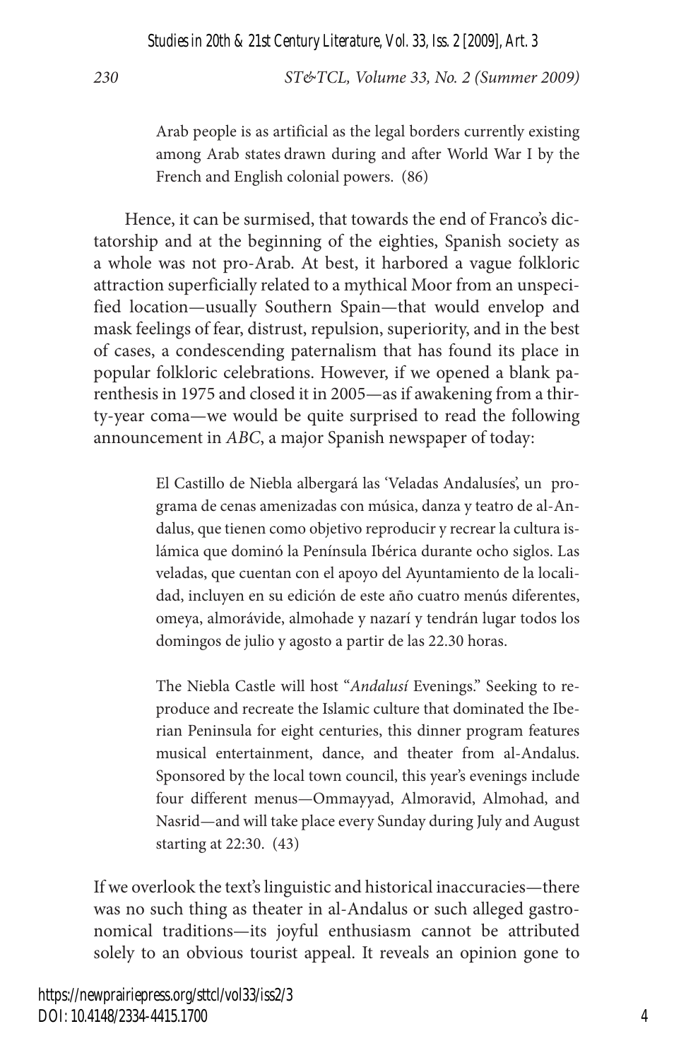> Arab people is as artificial as the legal borders currently existing among Arab states drawn during and after World War I by the French and English colonial powers. (86)

Hence, it can be surmised, that towards the end of Franco's dictatorship and at the beginning of the eighties, Spanish society as a whole was not pro-Arab. At best, it harbored a vague folkloric attraction superficially related to a mythical Moor from an unspecified location—usually Southern Spain—that would envelop and mask feelings of fear, distrust, repulsion, superiority, and in the best of cases, a condescending paternalism that has found its place in popular folkloric celebrations. However, if we opened a blank parenthesis in 1975 and closed it in 2005—as if awakening from a thirty-year coma—we would be quite surprised to read the following announcement in *ABC*, a major Spanish newspaper of today:

> El Castillo de Niebla albergará las 'Veladas Andalusíes', un programa de cenas amenizadas con música, danza y teatro de al-Andalus, que tienen como objetivo reproducir y recrear la cultura islámica que dominó la Península Ibérica durante ocho siglos. Las veladas, que cuentan con el apoyo del Ayuntamiento de la localidad, incluyen en su edición de este año cuatro menús diferentes, omeya, almorávide, almohade y nazarí y tendrán lugar todos los domingos de julio y agosto a partir de las 22.30 horas.
>
> The Niebla Castle will host "*Andalusí* Evenings." Seeking to reproduce and recreate the Islamic culture that dominated the Iberian Peninsula for eight centuries, this dinner program features musical entertainment, dance, and theater from al-Andalus. Sponsored by the local town council, this year's evenings include four different menus—Ommayyad, Almoravid, Almohad, and Nasrid—and will take place every Sunday during July and August starting at 22:30. (43)

If we overlook the text's linguistic and historical inaccuracies—there was no such thing as theater in al-Andalus or such alleged gastronomical traditions—its joyful enthusiasm cannot be attributed solely to an obvious tourist appeal. It reveals an opinion gone to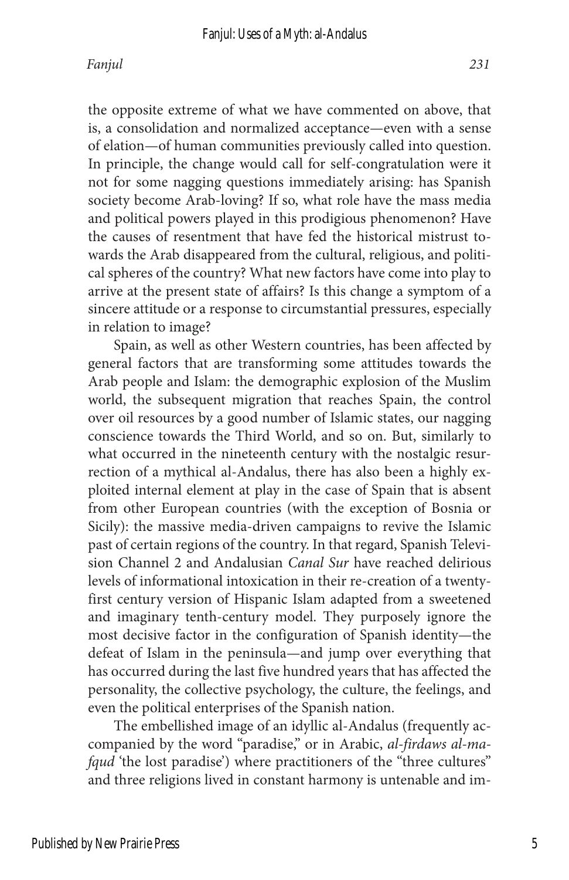the opposite extreme of what we have commented on above, that is, a consolidation and normalized acceptance—even with a sense of elation—of human communities previously called into question. In principle, the change would call for self-congratulation were it not for some nagging questions immediately arising: has Spanish society become Arab-loving? If so, what role have the mass media and political powers played in this prodigious phenomenon? Have the causes of resentment that have fed the historical mistrust towards the Arab disappeared from the cultural, religious, and political spheres of the country? What new factors have come into play to arrive at the present state of affairs? Is this change a symptom of a sincere attitude or a response to circumstantial pressures, especially in relation to image?

Spain, as well as other Western countries, has been affected by general factors that are transforming some attitudes towards the Arab people and Islam: the demographic explosion of the Muslim world, the subsequent migration that reaches Spain, the control over oil resources by a good number of Islamic states, our nagging conscience towards the Third World, and so on. But, similarly to what occurred in the nineteenth century with the nostalgic resurrection of a mythical al-Andalus, there has also been a highly exploited internal element at play in the case of Spain that is absent from other European countries (with the exception of Bosnia or Sicily): the massive media-driven campaigns to revive the Islamic past of certain regions of the country. In that regard, Spanish Television Channel 2 and Andalusian *Canal Sur* have reached delirious levels of informational intoxication in their re-creation of a twenty-first century version of Hispanic Islam adapted from a sweetened and imaginary tenth-century model. They purposely ignore the most decisive factor in the configuration of Spanish identity—the defeat of Islam in the peninsula—and jump over everything that has occurred during the last five hundred years that has affected the personality, the collective psychology, the culture, the feelings, and even the political enterprises of the Spanish nation.

The embellished image of an idyllic al-Andalus (frequently accompanied by the word "paradise," or in Arabic, *al-firdaws al-mafqud* 'the lost paradise') where practitioners of the "three cultures" and three religions lived in constant harmony is untenable and im-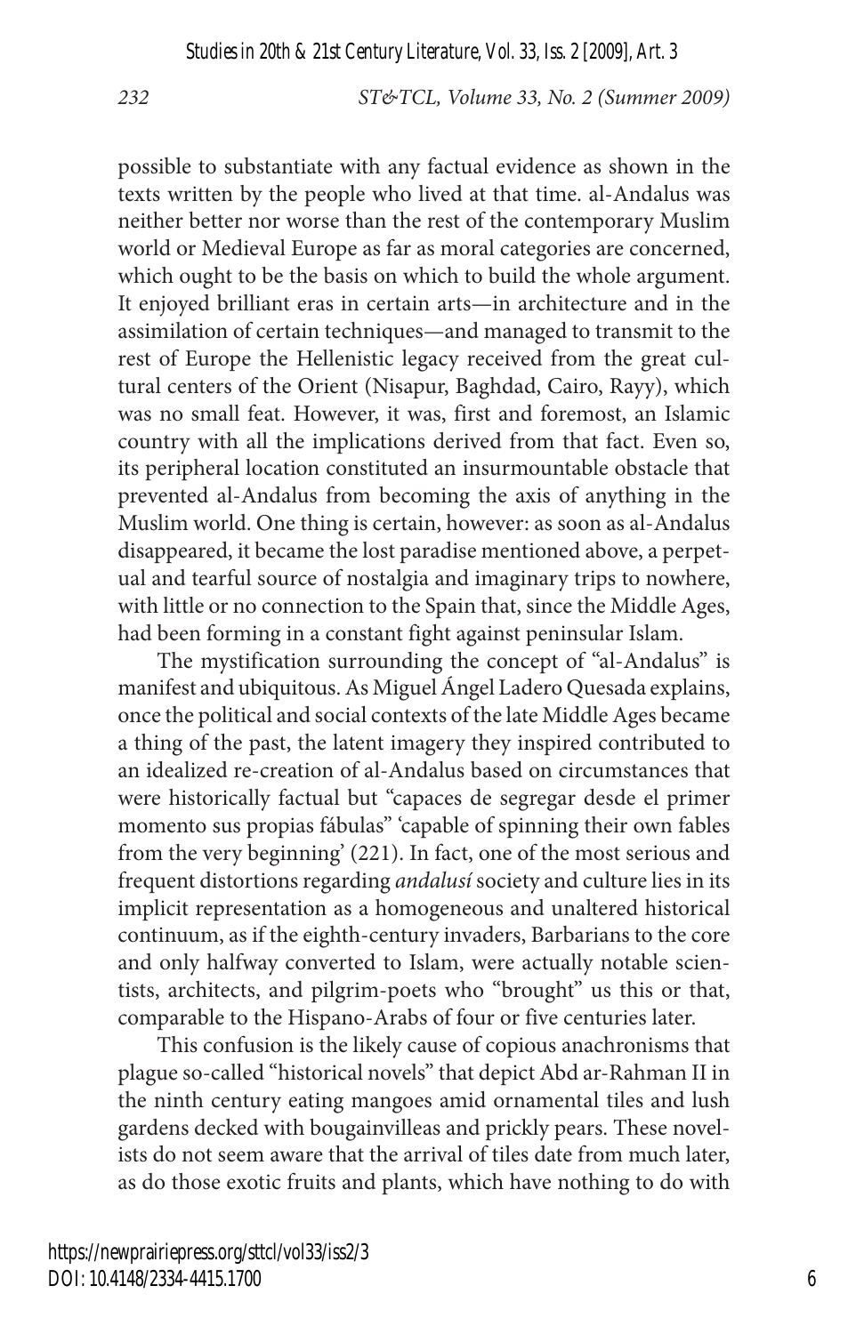possible to substantiate with any factual evidence as shown in the texts written by the people who lived at that time. al-Andalus was neither better nor worse than the rest of the contemporary Muslim world or Medieval Europe as far as moral categories are concerned, which ought to be the basis on which to build the whole argument. It enjoyed brilliant eras in certain arts—in architecture and in the assimilation of certain techniques—and managed to transmit to the rest of Europe the Hellenistic legacy received from the great cultural centers of the Orient (Nisapur, Baghdad, Cairo, Rayy), which was no small feat. However, it was, first and foremost, an Islamic country with all the implications derived from that fact. Even so, its peripheral location constituted an insurmountable obstacle that prevented al-Andalus from becoming the axis of anything in the Muslim world. One thing is certain, however: as soon as al-Andalus disappeared, it became the lost paradise mentioned above, a perpetual and tearful source of nostalgia and imaginary trips to nowhere, with little or no connection to the Spain that, since the Middle Ages, had been forming in a constant fight against peninsular Islam.

The mystification surrounding the concept of "al-Andalus" is manifest and ubiquitous. As Miguel Ángel Ladero Quesada explains, once the political and social contexts of the late Middle Ages became a thing of the past, the latent imagery they inspired contributed to an idealized re-creation of al-Andalus based on circumstances that were historically factual but "capaces de segregar desde el primer momento sus propias fábulas" 'capable of spinning their own fables from the very beginning' (221). In fact, one of the most serious and frequent distortions regarding *andalusí* society and culture lies in its implicit representation as a homogeneous and unaltered historical continuum, as if the eighth-century invaders, Barbarians to the core and only halfway converted to Islam, were actually notable scientists, architects, and pilgrim-poets who "brought" us this or that, comparable to the Hispano-Arabs of four or five centuries later.

This confusion is the likely cause of copious anachronisms that plague so-called "historical novels" that depict Abd ar-Rahman II in the ninth century eating mangoes amid ornamental tiles and lush gardens decked with bougainvilleas and prickly pears. These novelists do not seem aware that the arrival of tiles date from much later, as do those exotic fruits and plants, which have nothing to do with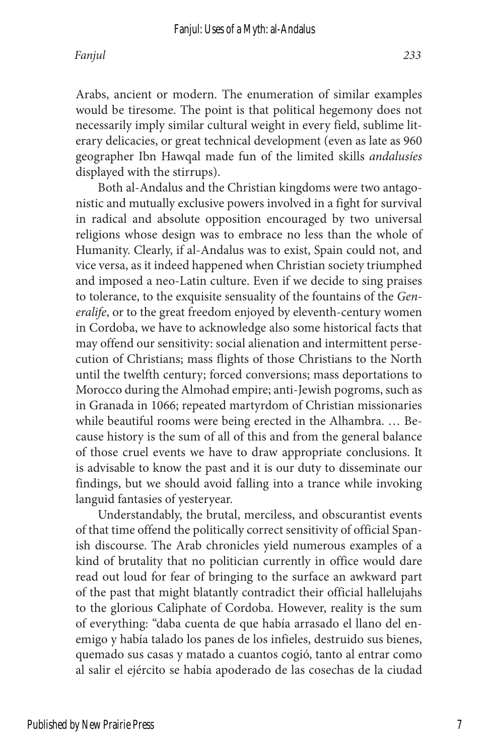Arabs, ancient or modern. The enumeration of similar examples would be tiresome. The point is that political hegemony does not necessarily imply similar cultural weight in every field, sublime literary delicacies, or great technical development (even as late as 960 geographer Ibn Hawqal made fun of the limited skills *andalusíes* displayed with the stirrups).

Both al-Andalus and the Christian kingdoms were two antagonistic and mutually exclusive powers involved in a fight for survival in radical and absolute opposition encouraged by two universal religions whose design was to embrace no less than the whole of Humanity. Clearly, if al-Andalus was to exist, Spain could not, and vice versa, as it indeed happened when Christian society triumphed and imposed a neo-Latin culture. Even if we decide to sing praises to tolerance, to the exquisite sensuality of the fountains of the *Generalife*, or to the great freedom enjoyed by eleventh-century women in Cordoba, we have to acknowledge also some historical facts that may offend our sensitivity: social alienation and intermittent persecution of Christians; mass flights of those Christians to the North until the twelfth century; forced conversions; mass deportations to Morocco during the Almohad empire; anti-Jewish pogroms, such as in Granada in 1066; repeated martyrdom of Christian missionaries while beautiful rooms were being erected in the Alhambra. … Because history is the sum of all of this and from the general balance of those cruel events we have to draw appropriate conclusions. It is advisable to know the past and it is our duty to disseminate our findings, but we should avoid falling into a trance while invoking languid fantasies of yesteryear.

Understandably, the brutal, merciless, and obscurantist events of that time offend the politically correct sensitivity of official Spanish discourse. The Arab chronicles yield numerous examples of a kind of brutality that no politician currently in office would dare read out loud for fear of bringing to the surface an awkward part of the past that might blatantly contradict their official hallelujahs to the glorious Caliphate of Cordoba. However, reality is the sum of everything: "daba cuenta de que había arrasado el llano del enemigo y había talado los panes de los infieles, destruido sus bienes, quemado sus casas y matado a cuantos cogió, tanto al entrar como al salir el ejército se había apoderado de las cosechas de la ciudad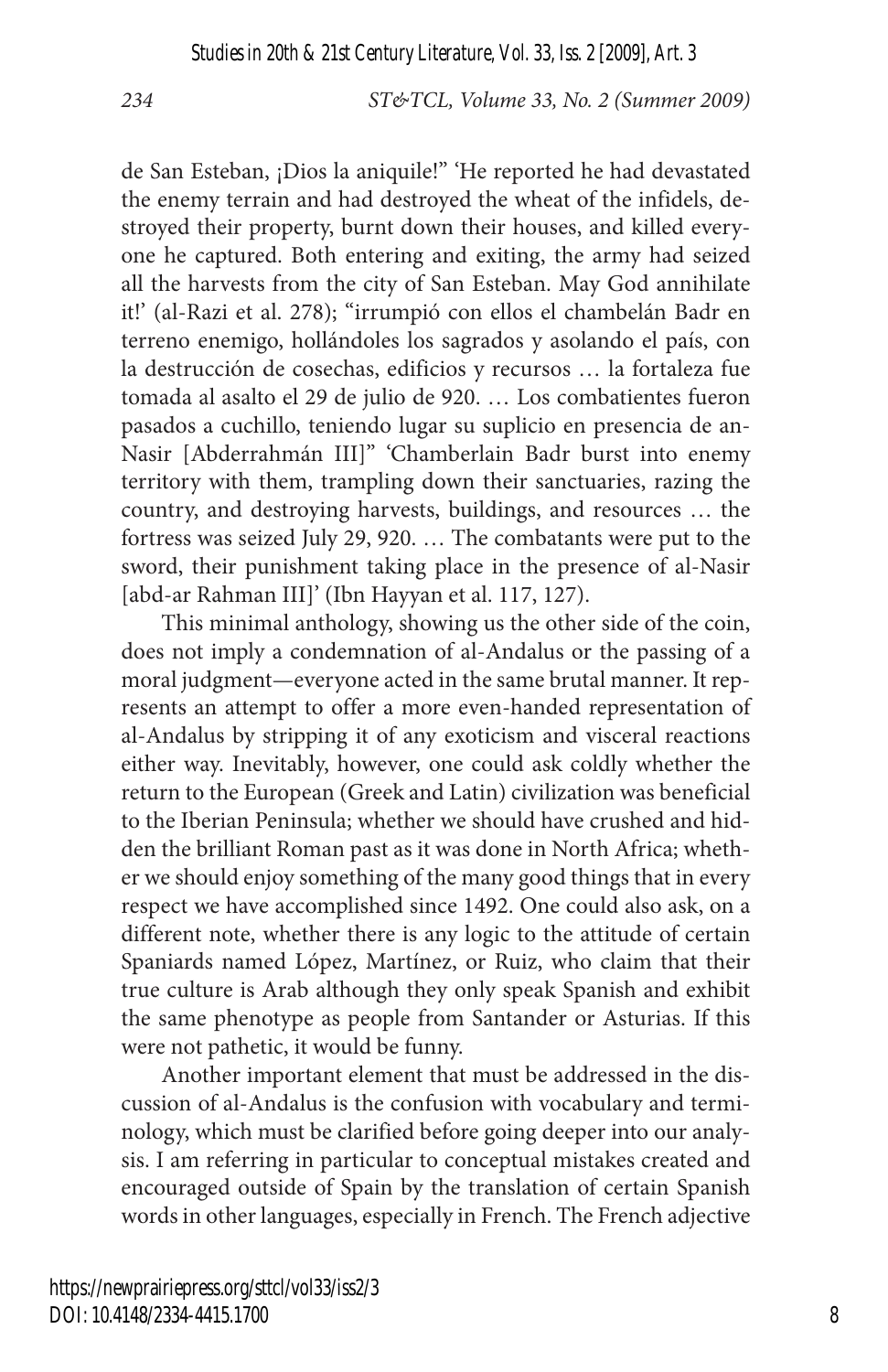de San Esteban, ¡Dios la aniquile!" 'He reported he had devastated the enemy terrain and had destroyed the wheat of the infidels, destroyed their property, burnt down their houses, and killed everyone he captured. Both entering and exiting, the army had seized all the harvests from the city of San Esteban. May God annihilate it!' (al-Razi et al. 278); "irrumpió con ellos el chambelán Badr en terreno enemigo, hollándoles los sagrados y asolando el país, con la destrucción de cosechas, edificios y recursos … la fortaleza fue tomada al asalto el 29 de julio de 920. … Los combatientes fueron pasados a cuchillo, teniendo lugar su suplicio en presencia de an-Nasir [Abderrahmán III]" 'Chamberlain Badr burst into enemy territory with them, trampling down their sanctuaries, razing the country, and destroying harvests, buildings, and resources … the fortress was seized July 29, 920. … The combatants were put to the sword, their punishment taking place in the presence of al-Nasir [abd-ar Rahman III]' (Ibn Hayyan et al. 117, 127).

This minimal anthology, showing us the other side of the coin, does not imply a condemnation of al-Andalus or the passing of a moral judgment—everyone acted in the same brutal manner. It represents an attempt to offer a more even-handed representation of al-Andalus by stripping it of any exoticism and visceral reactions either way. Inevitably, however, one could ask coldly whether the return to the European (Greek and Latin) civilization was beneficial to the Iberian Peninsula; whether we should have crushed and hidden the brilliant Roman past as it was done in North Africa; whether we should enjoy something of the many good things that in every respect we have accomplished since 1492. One could also ask, on a different note, whether there is any logic to the attitude of certain Spaniards named López, Martínez, or Ruiz, who claim that their true culture is Arab although they only speak Spanish and exhibit the same phenotype as people from Santander or Asturias. If this were not pathetic, it would be funny.

Another important element that must be addressed in the discussion of al-Andalus is the confusion with vocabulary and terminology, which must be clarified before going deeper into our analysis. I am referring in particular to conceptual mistakes created and encouraged outside of Spain by the translation of certain Spanish words in other languages, especially in French. The French adjective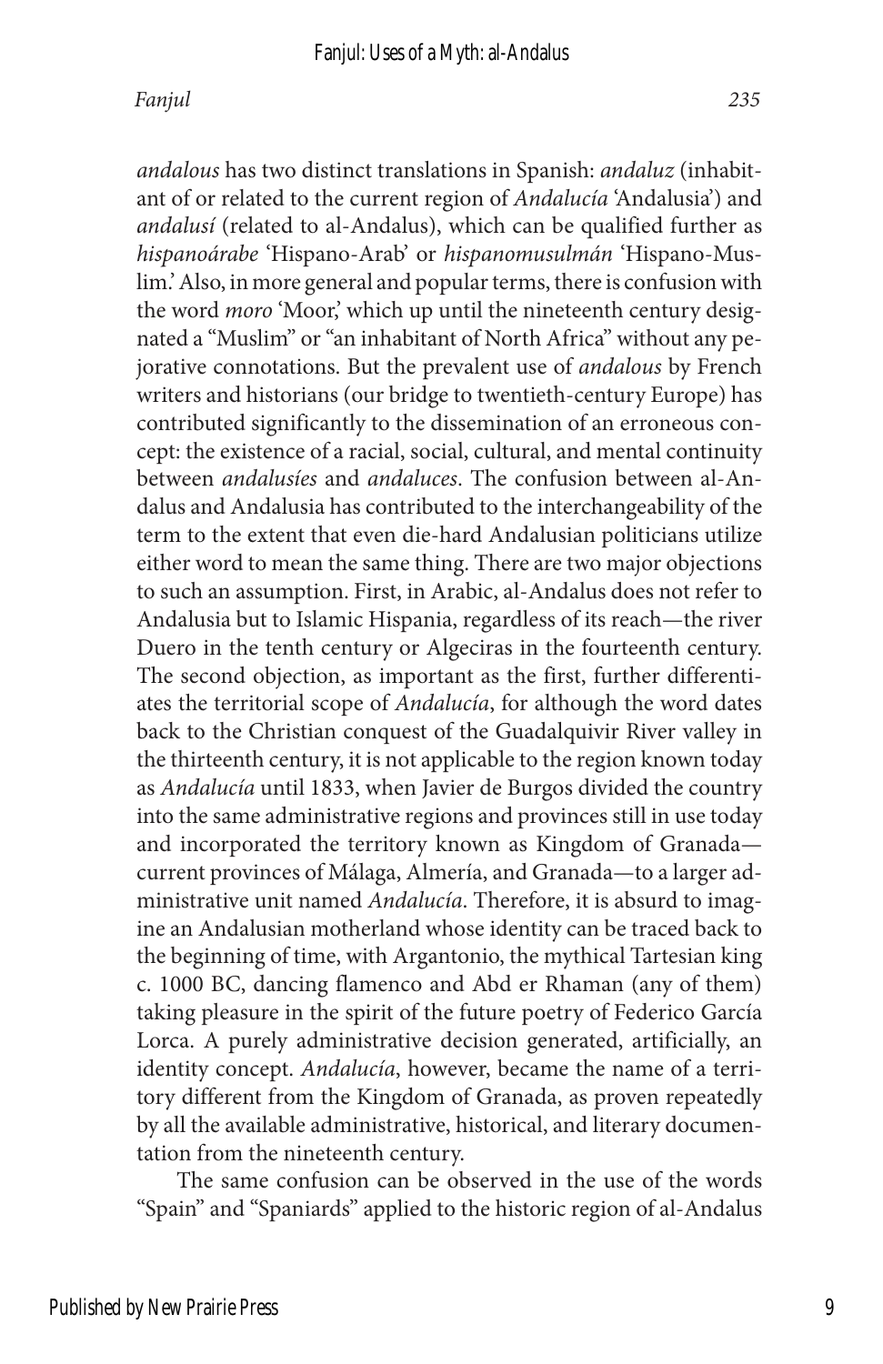*andalous* has two distinct translations in Spanish: *andaluz* (inhabitant of or related to the current region of *Andalucía* 'Andalusia') and *andalusí* (related to al-Andalus), which can be qualified further as *hispanoárabe* 'Hispano-Arab' or *hispanomusulmán* 'Hispano-Muslim.' Also, in more general and popular terms, there is confusion with the word *moro* 'Moor,' which up until the nineteenth century designated a "Muslim" or "an inhabitant of North Africa" without any pejorative connotations. But the prevalent use of *andalous* by French writers and historians (our bridge to twentieth-century Europe) has contributed significantly to the dissemination of an erroneous concept: the existence of a racial, social, cultural, and mental continuity between *andalusíes* and *andaluces*. The confusion between al-Andalus and Andalusia has contributed to the interchangeability of the term to the extent that even die-hard Andalusian politicians utilize either word to mean the same thing. There are two major objections to such an assumption. First, in Arabic, al-Andalus does not refer to Andalusia but to Islamic Hispania, regardless of its reach—the river Duero in the tenth century or Algeciras in the fourteenth century. The second objection, as important as the first, further differentiates the territorial scope of *Andalucía*, for although the word dates back to the Christian conquest of the Guadalquivir River valley in the thirteenth century, it is not applicable to the region known today as *Andalucía* until 1833, when Javier de Burgos divided the country into the same administrative regions and provinces still in use today and incorporated the territory known as Kingdom of Granada—current provinces of Málaga, Almería, and Granada—to a larger administrative unit named *Andalucía*. Therefore, it is absurd to imagine an Andalusian motherland whose identity can be traced back to the beginning of time, with Argantonio, the mythical Tartesian king c. 1000 BC, dancing flamenco and Abd er Rhaman (any of them) taking pleasure in the spirit of the future poetry of Federico García Lorca. A purely administrative decision generated, artificially, an identity concept. *Andalucía*, however, became the name of a territory different from the Kingdom of Granada, as proven repeatedly by all the available administrative, historical, and literary documentation from the nineteenth century.

The same confusion can be observed in the use of the words "Spain" and "Spaniards" applied to the historic region of al-Andalus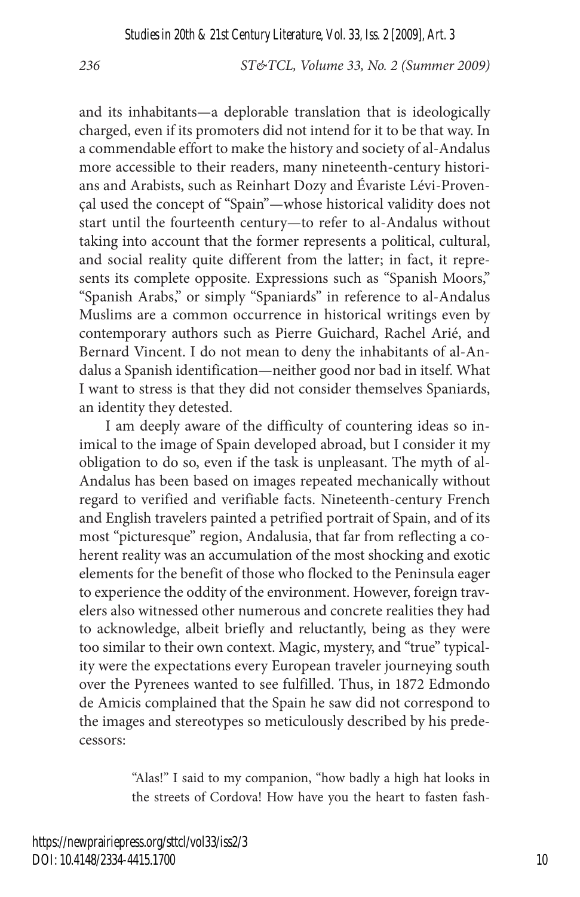and its inhabitants—a deplorable translation that is ideologically charged, even if its promoters did not intend for it to be that way. In a commendable effort to make the history and society of al-Andalus more accessible to their readers, many nineteenth-century historians and Arabists, such as Reinhart Dozy and Évariste Lévi-Provençal used the concept of "Spain"—whose historical validity does not start until the fourteenth century—to refer to al-Andalus without taking into account that the former represents a political, cultural, and social reality quite different from the latter; in fact, it represents its complete opposite. Expressions such as "Spanish Moors," "Spanish Arabs," or simply "Spaniards" in reference to al-Andalus Muslims are a common occurrence in historical writings even by contemporary authors such as Pierre Guichard, Rachel Arié, and Bernard Vincent. I do not mean to deny the inhabitants of al-Andalus a Spanish identification—neither good nor bad in itself. What I want to stress is that they did not consider themselves Spaniards, an identity they detested.

I am deeply aware of the difficulty of countering ideas so inimical to the image of Spain developed abroad, but I consider it my obligation to do so, even if the task is unpleasant. The myth of al-Andalus has been based on images repeated mechanically without regard to verified and verifiable facts. Nineteenth-century French and English travelers painted a petrified portrait of Spain, and of its most "picturesque" region, Andalusia, that far from reflecting a coherent reality was an accumulation of the most shocking and exotic elements for the benefit of those who flocked to the Peninsula eager to experience the oddity of the environment. However, foreign travelers also witnessed other numerous and concrete realities they had to acknowledge, albeit briefly and reluctantly, being as they were too similar to their own context. Magic, mystery, and "true" typicality were the expectations every European traveler journeying south over the Pyrenees wanted to see fulfilled. Thus, in 1872 Edmondo de Amicis complained that the Spain he saw did not correspond to the images and stereotypes so meticulously described by his predecessors:

> "Alas!" I said to my companion, "how badly a high hat looks in the streets of Cordova! How have you the heart to fasten fash-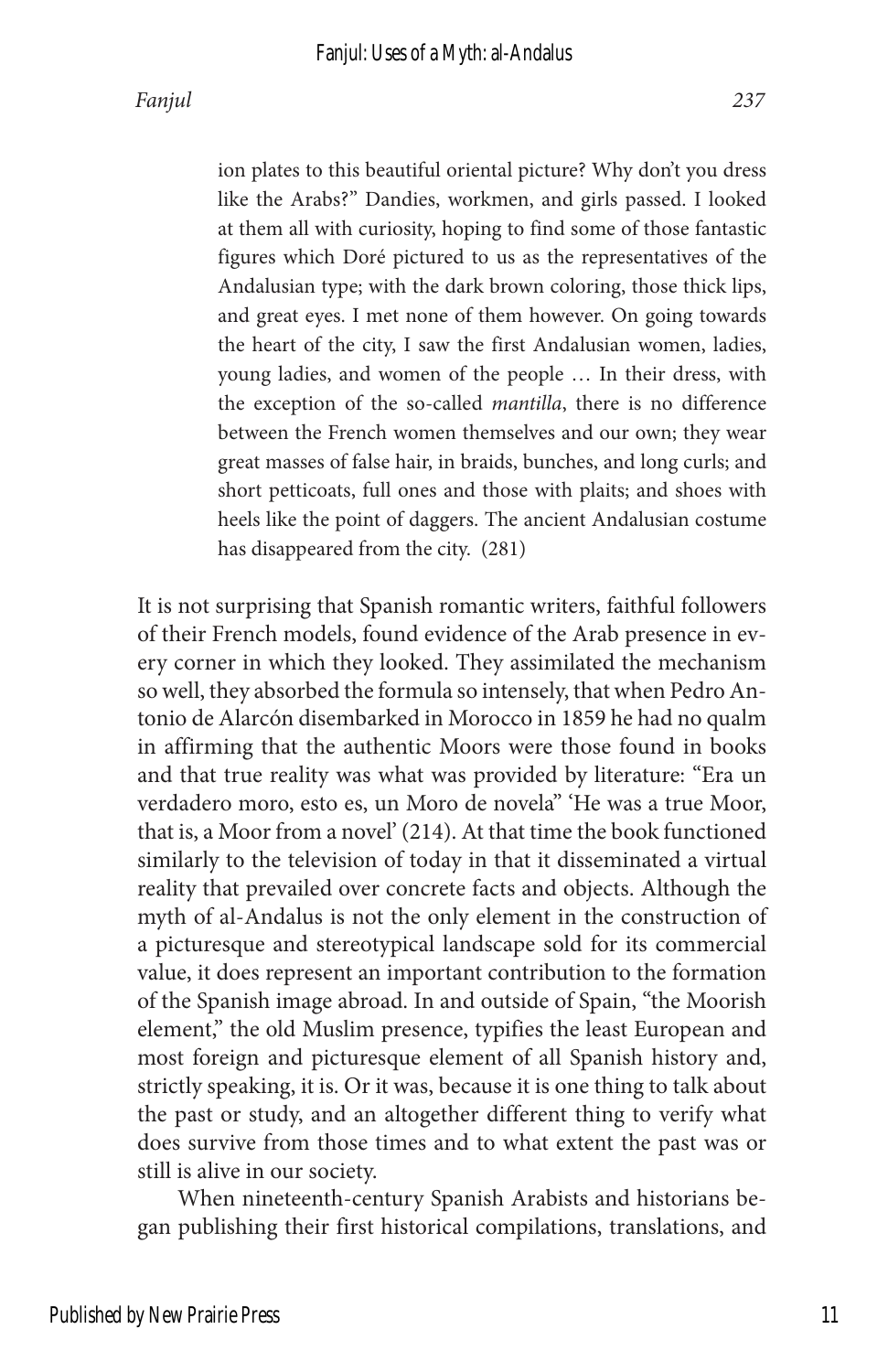ion plates to this beautiful oriental picture? Why don't you dress like the Arabs?" Dandies, workmen, and girls passed. I looked at them all with curiosity, hoping to find some of those fantastic figures which Doré pictured to us as the representatives of the Andalusian type; with the dark brown coloring, those thick lips, and great eyes. I met none of them however. On going towards the heart of the city, I saw the first Andalusian women, ladies, young ladies, and women of the people … In their dress, with the exception of the so-called *mantilla*, there is no difference between the French women themselves and our own; they wear great masses of false hair, in braids, bunches, and long curls; and short petticoats, full ones and those with plaits; and shoes with heels like the point of daggers. The ancient Andalusian costume has disappeared from the city. (281)

It is not surprising that Spanish romantic writers, faithful followers of their French models, found evidence of the Arab presence in every corner in which they looked. They assimilated the mechanism so well, they absorbed the formula so intensely, that when Pedro Antonio de Alarcón disembarked in Morocco in 1859 he had no qualm in affirming that the authentic Moors were those found in books and that true reality was what was provided by literature: "Era un verdadero moro, esto es, un Moro de novela" 'He was a true Moor, that is, a Moor from a novel' (214). At that time the book functioned similarly to the television of today in that it disseminated a virtual reality that prevailed over concrete facts and objects. Although the myth of al-Andalus is not the only element in the construction of a picturesque and stereotypical landscape sold for its commercial value, it does represent an important contribution to the formation of the Spanish image abroad. In and outside of Spain, "the Moorish element," the old Muslim presence, typifies the least European and most foreign and picturesque element of all Spanish history and, strictly speaking, it is. Or it was, because it is one thing to talk about the past or study, and an altogether different thing to verify what does survive from those times and to what extent the past was or still is alive in our society.

When nineteenth-century Spanish Arabists and historians began publishing their first historical compilations, translations, and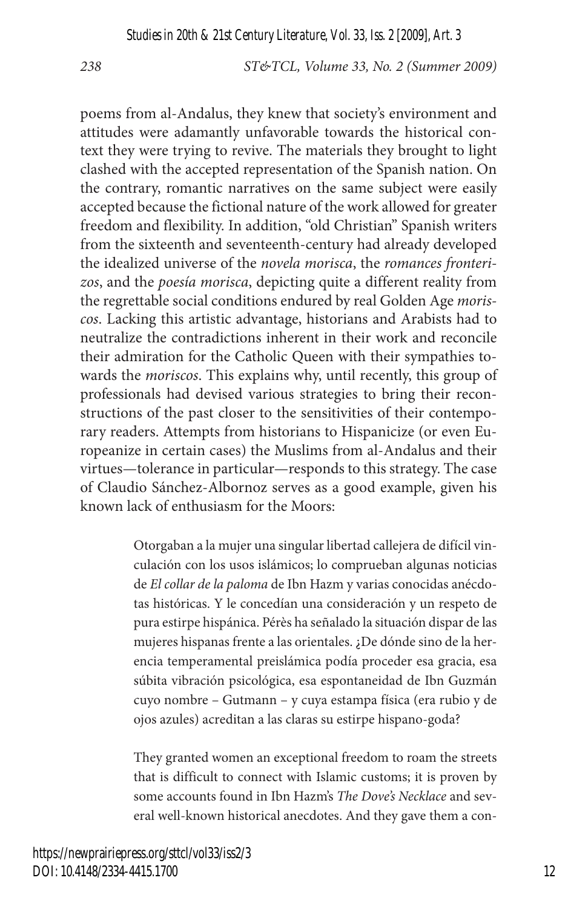poems from al-Andalus, they knew that society's environment and attitudes were adamantly unfavorable towards the historical context they were trying to revive. The materials they brought to light clashed with the accepted representation of the Spanish nation. On the contrary, romantic narratives on the same subject were easily accepted because the fictional nature of the work allowed for greater freedom and flexibility. In addition, "old Christian" Spanish writers from the sixteenth and seventeenth-century had already developed the idealized universe of the *novela morisca*, the *romances fronterizos*, and the *poesía morisca*, depicting quite a different reality from the regrettable social conditions endured by real Golden Age *moriscos*. Lacking this artistic advantage, historians and Arabists had to neutralize the contradictions inherent in their work and reconcile their admiration for the Catholic Queen with their sympathies towards the *moriscos*. This explains why, until recently, this group of professionals had devised various strategies to bring their reconstructions of the past closer to the sensitivities of their contemporary readers. Attempts from historians to Hispanicize (or even Europeanize in certain cases) the Muslims from al-Andalus and their virtues—tolerance in particular—responds to this strategy. The case of Claudio Sánchez-Albornoz serves as a good example, given his known lack of enthusiasm for the Moors:

> Otorgaban a la mujer una singular libertad callejera de difícil vinculación con los usos islámicos; lo comprueban algunas noticias de *El collar de la paloma* de Ibn Hazm y varias conocidas anécdotas históricas. Y le concedían una consideración y un respeto de pura estirpe hispánica. Pérès ha señalado la situación dispar de las mujeres hispanas frente a las orientales. ¿De dónde sino de la herencia temperamental preislámica podía proceder esa gracia, esa súbita vibración psicológica, esa espontaneidad de Ibn Guzmán cuyo nombre – Gutmann – y cuya estampa física (era rubio y de ojos azules) acreditan a las claras su estirpe hispano-goda?
>
> They granted women an exceptional freedom to roam the streets that is difficult to connect with Islamic customs; it is proven by some accounts found in Ibn Hazm's *The Dove's Necklace* and several well-known historical anecdotes. And they gave them a con-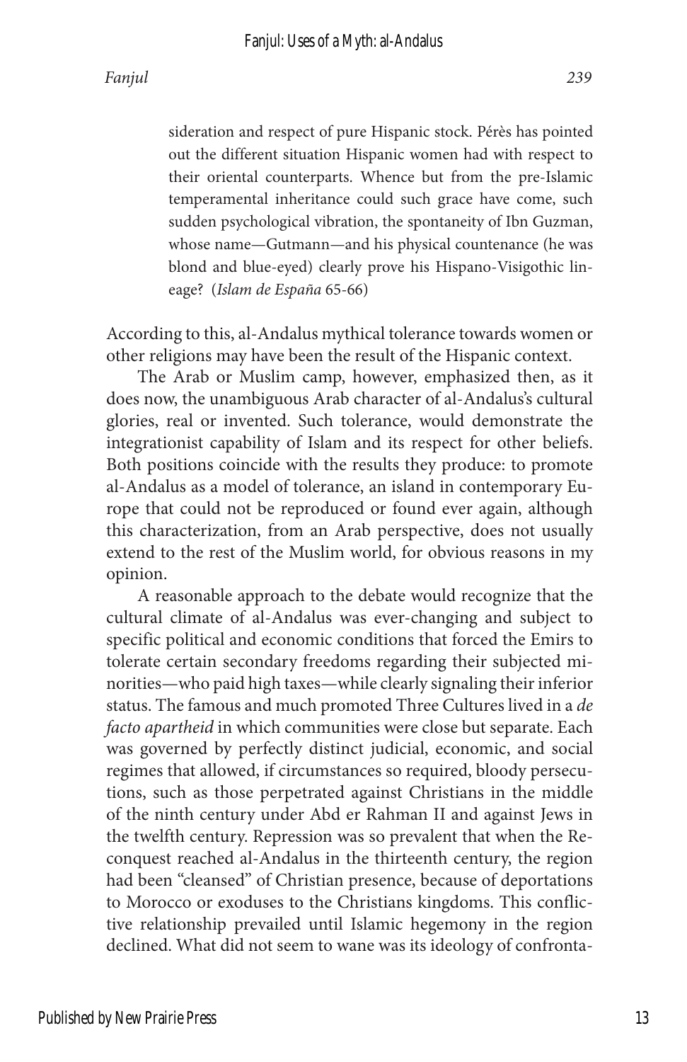> sideration and respect of pure Hispanic stock. Pérès has pointed out the different situation Hispanic women had with respect to their oriental counterparts. Whence but from the pre-Islamic temperamental inheritance could such grace have come, such sudden psychological vibration, the spontaneity of Ibn Guzman, whose name—Gutmann—and his physical countenance (he was blond and blue-eyed) clearly prove his Hispano-Visigothic lineage? (*Islam de España* 65-66)

According to this, al-Andalus mythical tolerance towards women or other religions may have been the result of the Hispanic context.

The Arab or Muslim camp, however, emphasized then, as it does now, the unambiguous Arab character of al-Andalus's cultural glories, real or invented. Such tolerance, would demonstrate the integrationist capability of Islam and its respect for other beliefs. Both positions coincide with the results they produce: to promote al-Andalus as a model of tolerance, an island in contemporary Europe that could not be reproduced or found ever again, although this characterization, from an Arab perspective, does not usually extend to the rest of the Muslim world, for obvious reasons in my opinion.

A reasonable approach to the debate would recognize that the cultural climate of al-Andalus was ever-changing and subject to specific political and economic conditions that forced the Emirs to tolerate certain secondary freedoms regarding their subjected minorities—who paid high taxes—while clearly signaling their inferior status. The famous and much promoted Three Cultures lived in a *de facto apartheid* in which communities were close but separate. Each was governed by perfectly distinct judicial, economic, and social regimes that allowed, if circumstances so required, bloody persecutions, such as those perpetrated against Christians in the middle of the ninth century under Abd er Rahman II and against Jews in the twelfth century. Repression was so prevalent that when the Reconquest reached al-Andalus in the thirteenth century, the region had been "cleansed" of Christian presence, because of deportations to Morocco or exoduses to the Christians kingdoms. This conflictive relationship prevailed until Islamic hegemony in the region declined. What did not seem to wane was its ideology of confronta-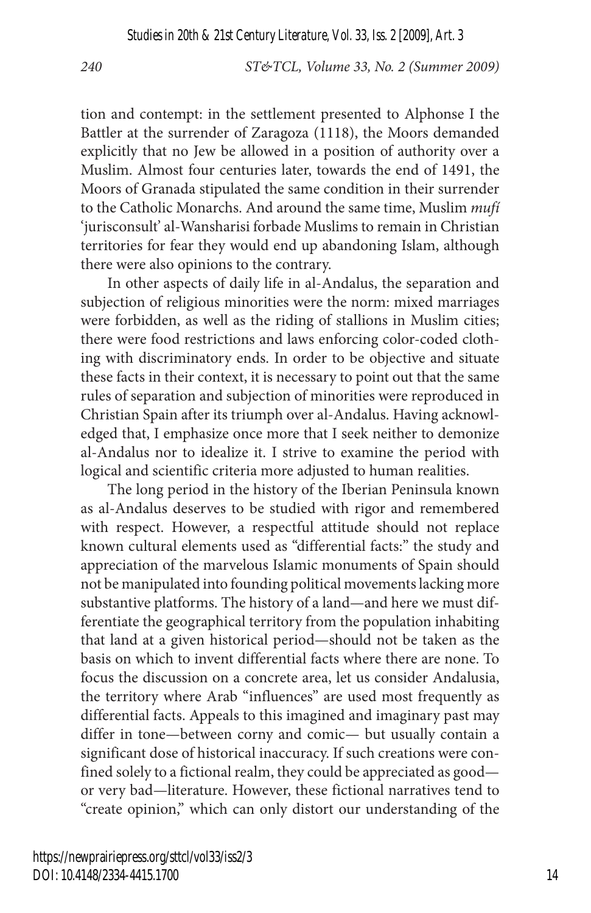tion and contempt: in the settlement presented to Alphonse I the Battler at the surrender of Zaragoza (1118), the Moors demanded explicitly that no Jew be allowed in a position of authority over a Muslim. Almost four centuries later, towards the end of 1491, the Moors of Granada stipulated the same condition in their surrender to the Catholic Monarchs. And around the same time, Muslim *mufí* 'jurisconsult' al-Wansharisi forbade Muslims to remain in Christian territories for fear they would end up abandoning Islam, although there were also opinions to the contrary.

In other aspects of daily life in al-Andalus, the separation and subjection of religious minorities were the norm: mixed marriages were forbidden, as well as the riding of stallions in Muslim cities; there were food restrictions and laws enforcing color-coded clothing with discriminatory ends. In order to be objective and situate these facts in their context, it is necessary to point out that the same rules of separation and subjection of minorities were reproduced in Christian Spain after its triumph over al-Andalus. Having acknowledged that, I emphasize once more that I seek neither to demonize al-Andalus nor to idealize it. I strive to examine the period with logical and scientific criteria more adjusted to human realities.

The long period in the history of the Iberian Peninsula known as al-Andalus deserves to be studied with rigor and remembered with respect. However, a respectful attitude should not replace known cultural elements used as "differential facts:" the study and appreciation of the marvelous Islamic monuments of Spain should not be manipulated into founding political movements lacking more substantive platforms. The history of a land—and here we must differentiate the geographical territory from the population inhabiting that land at a given historical period—should not be taken as the basis on which to invent differential facts where there are none. To focus the discussion on a concrete area, let us consider Andalusia, the territory where Arab "influences" are used most frequently as differential facts. Appeals to this imagined and imaginary past may differ in tone—between corny and comic— but usually contain a significant dose of historical inaccuracy. If such creations were confined solely to a fictional realm, they could be appreciated as good—or very bad—literature. However, these fictional narratives tend to "create opinion," which can only distort our understanding of the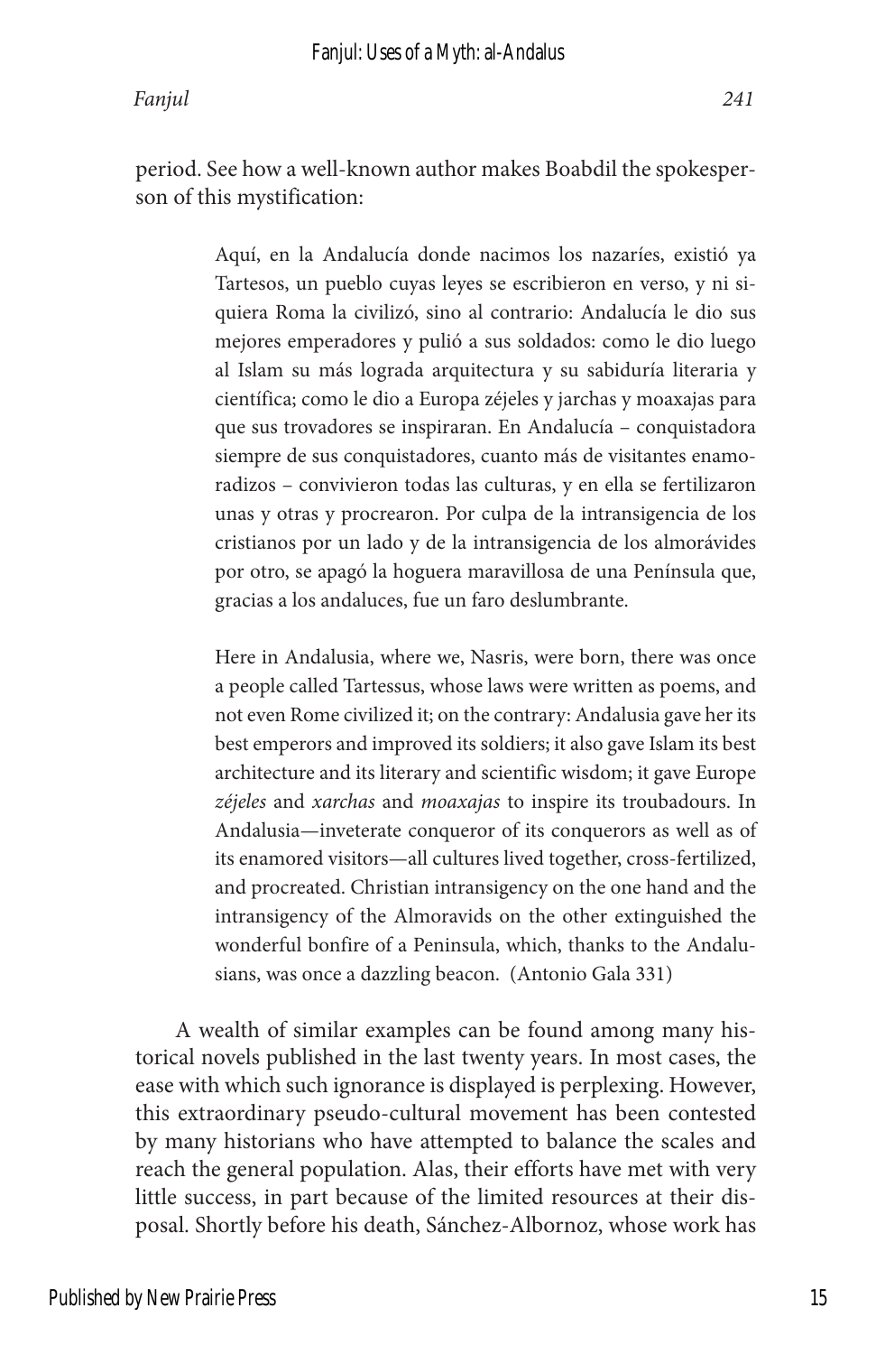period. See how a well-known author makes Boabdil the spokesperson of this mystification:

> Aquí, en la Andalucía donde nacimos los nazaríes, existió ya Tartesos, un pueblo cuyas leyes se escribieron en verso, y ni siquiera Roma la civilizó, sino al contrario: Andalucía le dio sus mejores emperadores y pulió a sus soldados: como le dio luego al Islam su más lograda arquitectura y su sabiduría literaria y científica; como le dio a Europa zéjeles y jarchas y moaxajas para que sus trovadores se inspiraran. En Andalucía – conquistadora siempre de sus conquistadores, cuanto más de visitantes enamoradizos – convivieron todas las culturas, y en ella se fertilizaron unas y otras y procrearon. Por culpa de la intransigencia de los cristianos por un lado y de la intransigencia de los almorávides por otro, se apagó la hoguera maravillosa de una Península que, gracias a los andaluces, fue un faro deslumbrante.
>
> Here in Andalusia, where we, Nasris, were born, there was once a people called Tartessus, whose laws were written as poems, and not even Rome civilized it; on the contrary: Andalusia gave her its best emperors and improved its soldiers; it also gave Islam its best architecture and its literary and scientific wisdom; it gave Europe *zéjeles* and *xarchas* and *moaxajas* to inspire its troubadours. In Andalusia—inveterate conqueror of its conquerors as well as of its enamored visitors—all cultures lived together, cross-fertilized, and procreated. Christian intransigency on the one hand and the intransigency of the Almoravids on the other extinguished the wonderful bonfire of a Peninsula, which, thanks to the Andalusians, was once a dazzling beacon. (Antonio Gala 331)

A wealth of similar examples can be found among many historical novels published in the last twenty years. In most cases, the ease with which such ignorance is displayed is perplexing. However, this extraordinary pseudo-cultural movement has been contested by many historians who have attempted to balance the scales and reach the general population. Alas, their efforts have met with very little success, in part because of the limited resources at their disposal. Shortly before his death, Sánchez-Albornoz, whose work has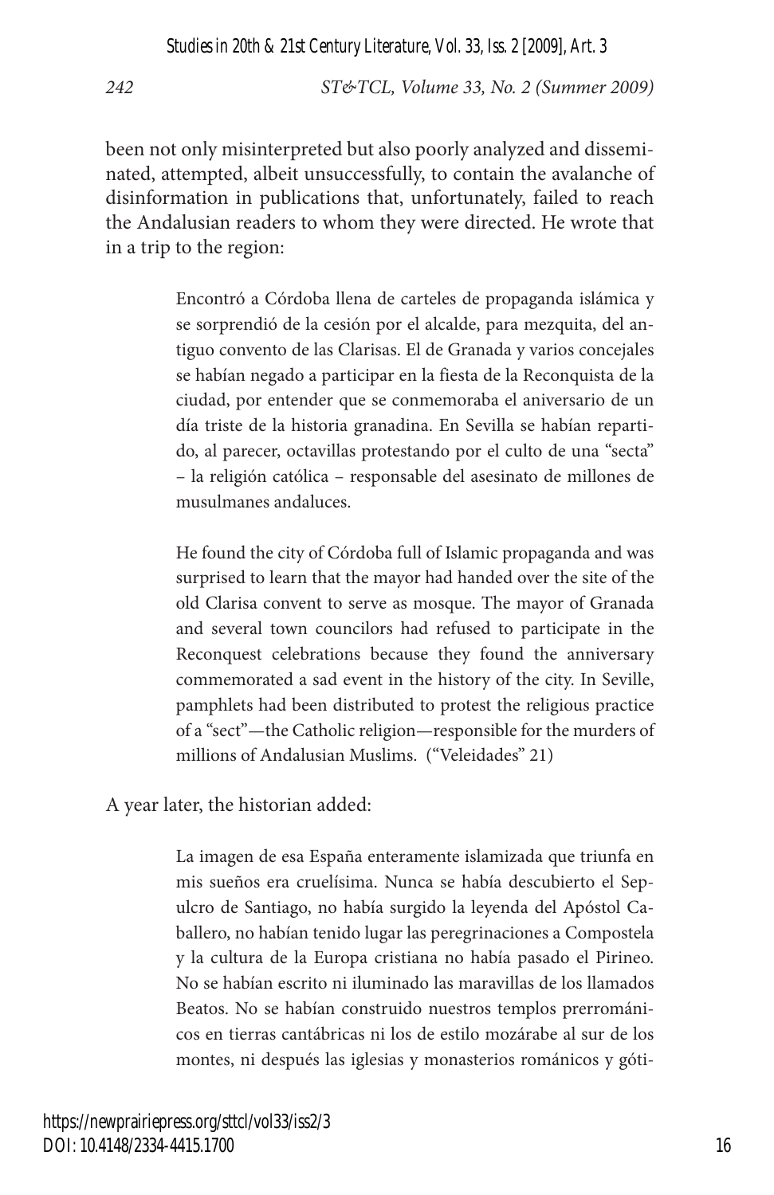been not only misinterpreted but also poorly analyzed and disseminated, attempted, albeit unsuccessfully, to contain the avalanche of disinformation in publications that, unfortunately, failed to reach the Andalusian readers to whom they were directed. He wrote that in a trip to the region:

> Encontró a Córdoba llena de carteles de propaganda islámica y se sorprendió de la cesión por el alcalde, para mezquita, del antiguo convento de las Clarisas. El de Granada y varios concejales se habían negado a participar en la fiesta de la Reconquista de la ciudad, por entender que se conmemoraba el aniversario de un día triste de la historia granadina. En Sevilla se habían repartido, al parecer, octavillas protestando por el culto de una "secta" – la religión católica – responsable del asesinato de millones de musulmanes andaluces.
>
> He found the city of Córdoba full of Islamic propaganda and was surprised to learn that the mayor had handed over the site of the old Clarisa convent to serve as mosque. The mayor of Granada and several town councilors had refused to participate in the Reconquest celebrations because they found the anniversary commemorated a sad event in the history of the city. In Seville, pamphlets had been distributed to protest the religious practice of a "sect"—the Catholic religion—responsible for the murders of millions of Andalusian Muslims. ("Veleidades" 21)

A year later, the historian added:

> La imagen de esa España enteramente islamizada que triunfa en mis sueños era cruelísima. Nunca se había descubierto el Sepulcro de Santiago, no había surgido la leyenda del Apóstol Caballero, no habían tenido lugar las peregrinaciones a Compostela y la cultura de la Europa cristiana no había pasado el Pirineo. No se habían escrito ni iluminado las maravillas de los llamados Beatos. No se habían construido nuestros templos prerrománicos en tierras cantábricas ni los de estilo mozárabe al sur de los montes, ni después las iglesias y monasterios románicos y góti-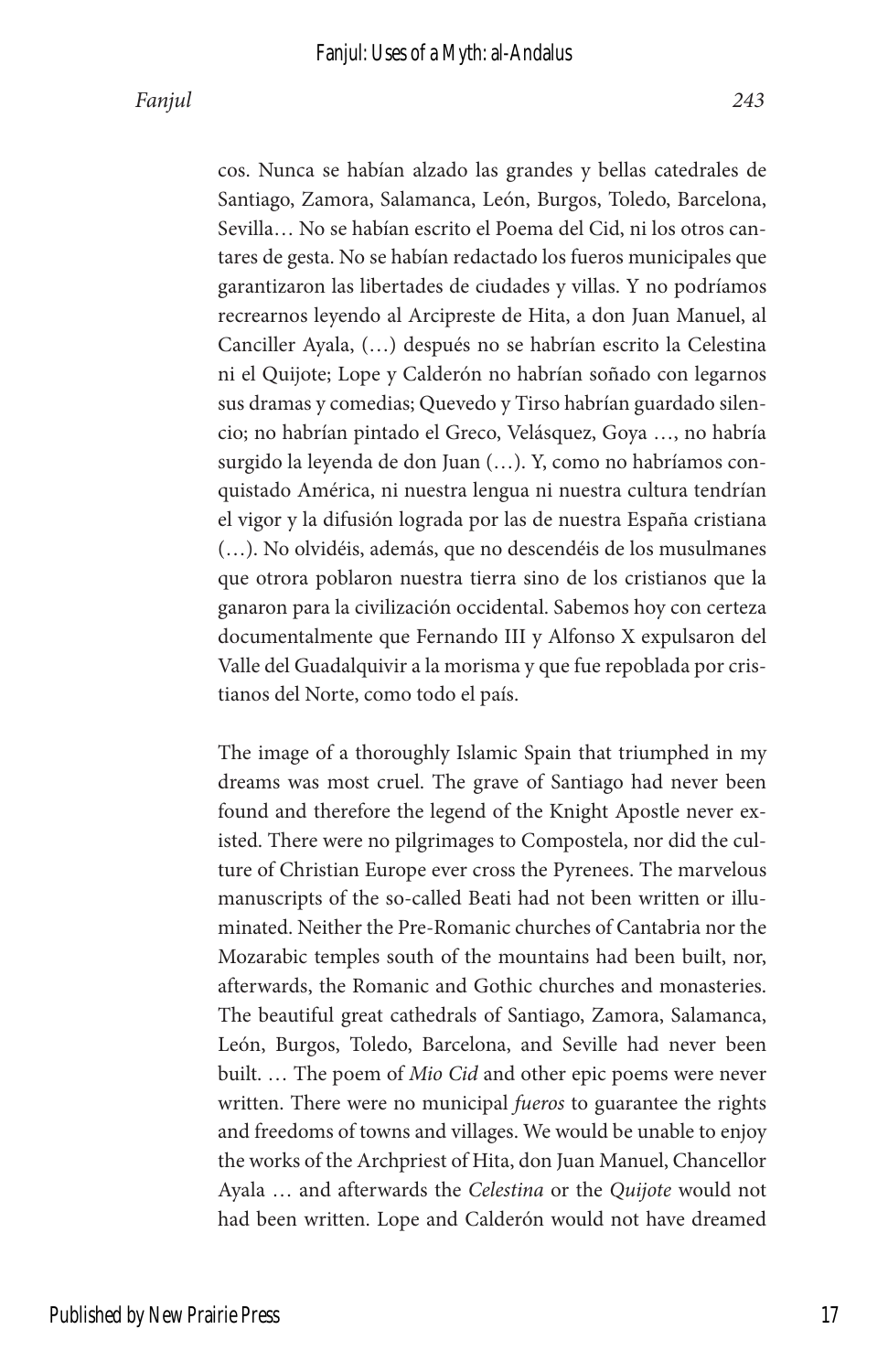cos. Nunca se habían alzado las grandes y bellas catedrales de Santiago, Zamora, Salamanca, León, Burgos, Toledo, Barcelona, Sevilla… No se habían escrito el Poema del Cid, ni los otros cantares de gesta. No se habían redactado los fueros municipales que garantizaron las libertades de ciudades y villas. Y no podríamos recrearnos leyendo al Arcipreste de Hita, a don Juan Manuel, al Canciller Ayala, (…) después no se habrían escrito la Celestina ni el Quijote; Lope y Calderón no habrían soñado con legarnos sus dramas y comedias; Quevedo y Tirso habrían guardado silencio; no habrían pintado el Greco, Velásquez, Goya …, no habría surgido la leyenda de don Juan (…). Y, como no habríamos conquistado América, ni nuestra lengua ni nuestra cultura tendrían el vigor y la difusión lograda por las de nuestra España cristiana (…). No olvidéis, además, que no descendéis de los musulmanes que otrora poblaron nuestra tierra sino de los cristianos que la ganaron para la civilización occidental. Sabemos hoy con certeza documentalmente que Fernando III y Alfonso X expulsaron del Valle del Guadalquivir a la morisma y que fue repoblada por cristianos del Norte, como todo el país.

The image of a thoroughly Islamic Spain that triumphed in my dreams was most cruel. The grave of Santiago had never been found and therefore the legend of the Knight Apostle never existed. There were no pilgrimages to Compostela, nor did the culture of Christian Europe ever cross the Pyrenees. The marvelous manuscripts of the so-called Beati had not been written or illuminated. Neither the Pre-Romanic churches of Cantabria nor the Mozarabic temples south of the mountains had been built, nor, afterwards, the Romanic and Gothic churches and monasteries. The beautiful great cathedrals of Santiago, Zamora, Salamanca, León, Burgos, Toledo, Barcelona, and Seville had never been built. … The poem of *Mio Cid* and other epic poems were never written. There were no municipal *fueros* to guarantee the rights and freedoms of towns and villages. We would be unable to enjoy the works of the Archpriest of Hita, don Juan Manuel, Chancellor Ayala … and afterwards the *Celestina* or the *Quijote* would not had been written. Lope and Calderón would not have dreamed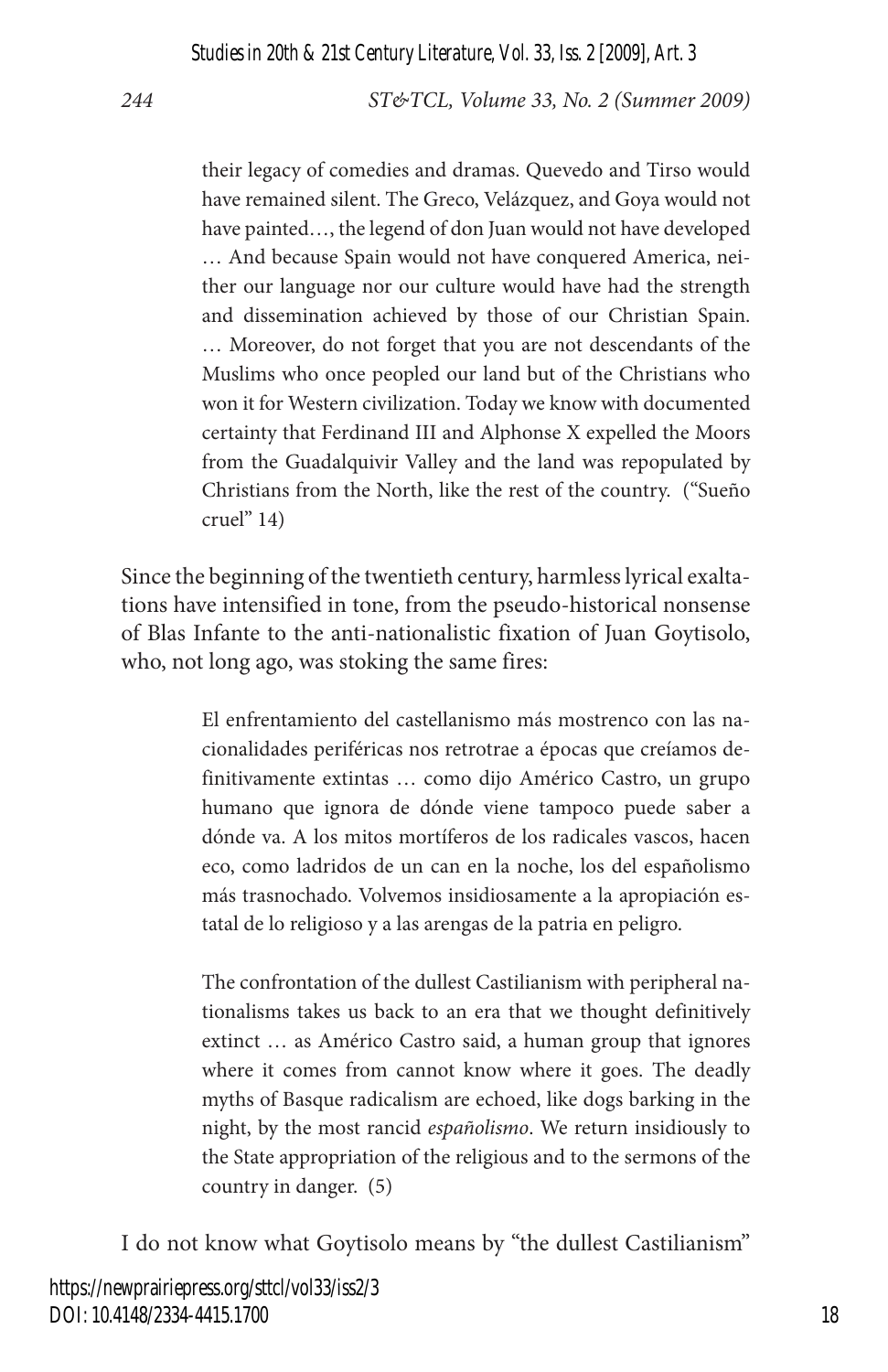> their legacy of comedies and dramas. Quevedo and Tirso would have remained silent. The Greco, Velázquez, and Goya would not have painted…, the legend of don Juan would not have developed … And because Spain would not have conquered America, neither our language nor our culture would have had the strength and dissemination achieved by those of our Christian Spain. … Moreover, do not forget that you are not descendants of the Muslims who once peopled our land but of the Christians who won it for Western civilization. Today we know with documented certainty that Ferdinand III and Alphonse X expelled the Moors from the Guadalquivir Valley and the land was repopulated by Christians from the North, like the rest of the country. ("Sueño cruel" 14)

Since the beginning of the twentieth century, harmless lyrical exaltations have intensified in tone, from the pseudo-historical nonsense of Blas Infante to the anti-nationalistic fixation of Juan Goytisolo, who, not long ago, was stoking the same fires:

> El enfrentamiento del castellanismo más mostrenco con las nacionalidades periféricas nos retrotrae a épocas que creíamos definitivamente extintas … como dijo Américo Castro, un grupo humano que ignora de dónde viene tampoco puede saber a dónde va. A los mitos mortíferos de los radicales vascos, hacen eco, como ladridos de un can en la noche, los del españolismo más trasnochado. Volvemos insidiosamente a la apropiación estatal de lo religioso y a las arengas de la patria en peligro.
>
> The confrontation of the dullest Castilianism with peripheral nationalisms takes us back to an era that we thought definitively extinct … as Américo Castro said, a human group that ignores where it comes from cannot know where it goes. The deadly myths of Basque radicalism are echoed, like dogs barking in the night, by the most rancid *españolismo*. We return insidiously to the State appropriation of the religious and to the sermons of the country in danger. (5)

I do not know what Goytisolo means by "the dullest Castilianism"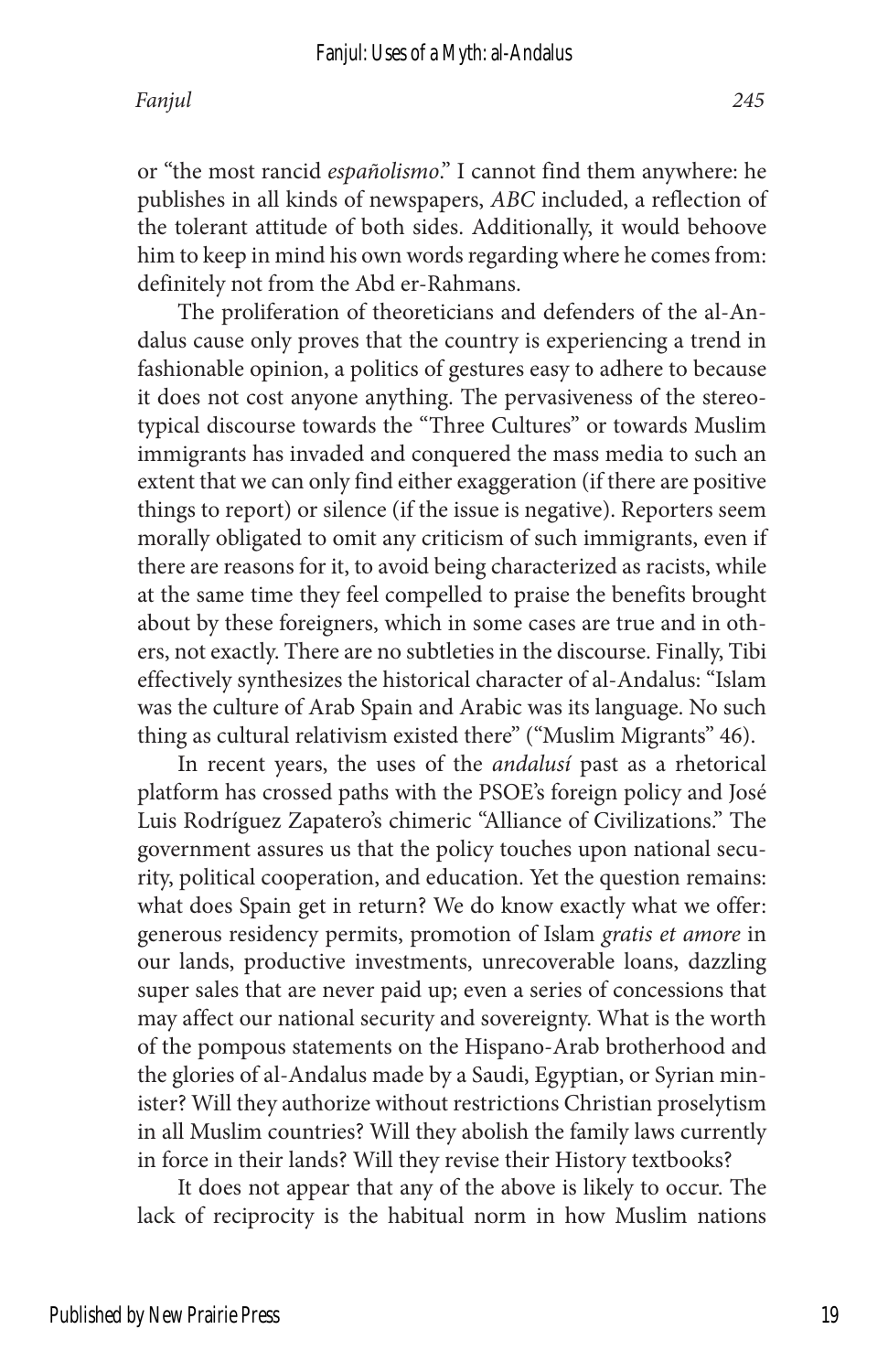or "the most rancid *españolismo*." I cannot find them anywhere: he publishes in all kinds of newspapers, *ABC* included, a reflection of the tolerant attitude of both sides. Additionally, it would behoove him to keep in mind his own words regarding where he comes from: definitely not from the Abd er-Rahmans.

The proliferation of theoreticians and defenders of the al-Andalus cause only proves that the country is experiencing a trend in fashionable opinion, a politics of gestures easy to adhere to because it does not cost anyone anything. The pervasiveness of the stereotypical discourse towards the "Three Cultures" or towards Muslim immigrants has invaded and conquered the mass media to such an extent that we can only find either exaggeration (if there are positive things to report) or silence (if the issue is negative). Reporters seem morally obligated to omit any criticism of such immigrants, even if there are reasons for it, to avoid being characterized as racists, while at the same time they feel compelled to praise the benefits brought about by these foreigners, which in some cases are true and in others, not exactly. There are no subtleties in the discourse. Finally, Tibi effectively synthesizes the historical character of al-Andalus: "Islam was the culture of Arab Spain and Arabic was its language. No such thing as cultural relativism existed there" ("Muslim Migrants" 46).

In recent years, the uses of the *andalusí* past as a rhetorical platform has crossed paths with the PSOE's foreign policy and José Luis Rodríguez Zapatero's chimeric "Alliance of Civilizations." The government assures us that the policy touches upon national security, political cooperation, and education. Yet the question remains: what does Spain get in return? We do know exactly what we offer: generous residency permits, promotion of Islam *gratis et amore* in our lands, productive investments, unrecoverable loans, dazzling super sales that are never paid up; even a series of concessions that may affect our national security and sovereignty. What is the worth of the pompous statements on the Hispano-Arab brotherhood and the glories of al-Andalus made by a Saudi, Egyptian, or Syrian minister? Will they authorize without restrictions Christian proselytism in all Muslim countries? Will they abolish the family laws currently in force in their lands? Will they revise their History textbooks?

It does not appear that any of the above is likely to occur. The lack of reciprocity is the habitual norm in how Muslim nations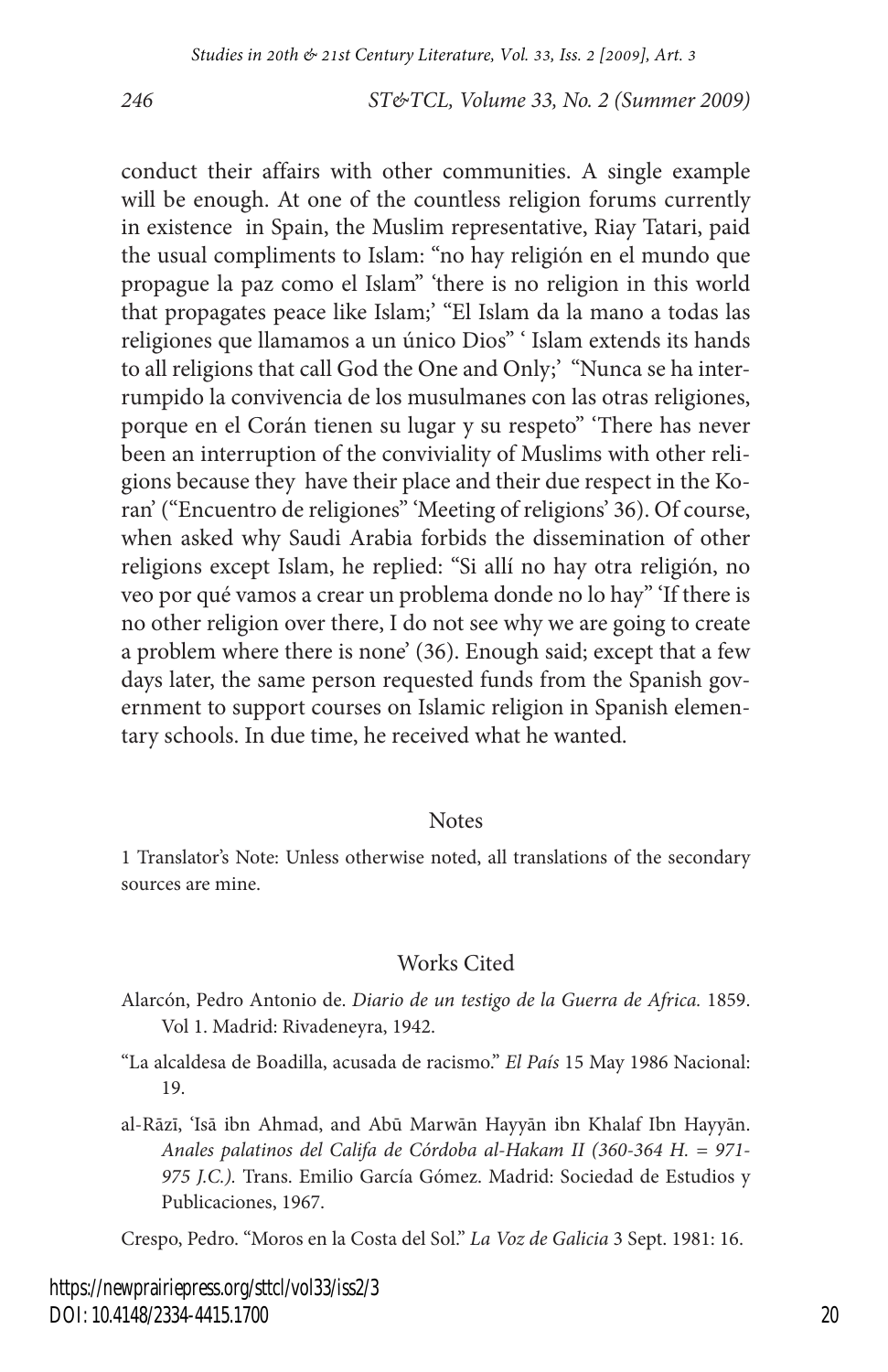conduct their affairs with other communities. A single example will be enough. At one of the countless religion forums currently in existence in Spain, the Muslim representative, Riay Tatari, paid the usual compliments to Islam: "no hay religión en el mundo que propague la paz como el Islam" 'there is no religion in this world that propagates peace like Islam;' "El Islam da la mano a todas las religiones que llamamos a un único Dios" ' Islam extends its hands to all religions that call God the One and Only;' "Nunca se ha interrumpido la convivencia de los musulmanes con las otras religiones, porque en el Corán tienen su lugar y su respeto" 'There has never been an interruption of the conviviality of Muslims with other religions because they have their place and their due respect in the Koran' ("Encuentro de religiones" 'Meeting of religions' 36). Of course, when asked why Saudi Arabia forbids the dissemination of other religions except Islam, he replied: "Si allí no hay otra religión, no veo por qué vamos a crear un problema donde no lo hay" 'If there is no other religion over there, I do not see why we are going to create a problem where there is none' (36). Enough said; except that a few days later, the same person requested funds from the Spanish government to support courses on Islamic religion in Spanish elementary schools. In due time, he received what he wanted.

## Notes

1 Translator's Note: Unless otherwise noted, all translations of the secondary sources are mine.

## Works Cited

Alarcón, Pedro Antonio de. *Diario de un testigo de la Guerra de Africa.* 1859. Vol 1. Madrid: Rivadeneyra, 1942.

"La alcaldesa de Boadilla, acusada de racismo." *El País* 15 May 1986 Nacional: 19.

al-Rāzī, 'Isā ibn Ahmad, and Abū Marwān Hayyān ibn Khalaf Ibn Hayyān. *Anales palatinos del Califa de Córdoba al-Hakam II (360-364 H. = 971-975 J.C.).* Trans. Emilio García Gómez. Madrid: Sociedad de Estudios y Publicaciones, 1967.

Crespo, Pedro. "Moros en la Costa del Sol." *La Voz de Galicia* 3 Sept. 1981: 16.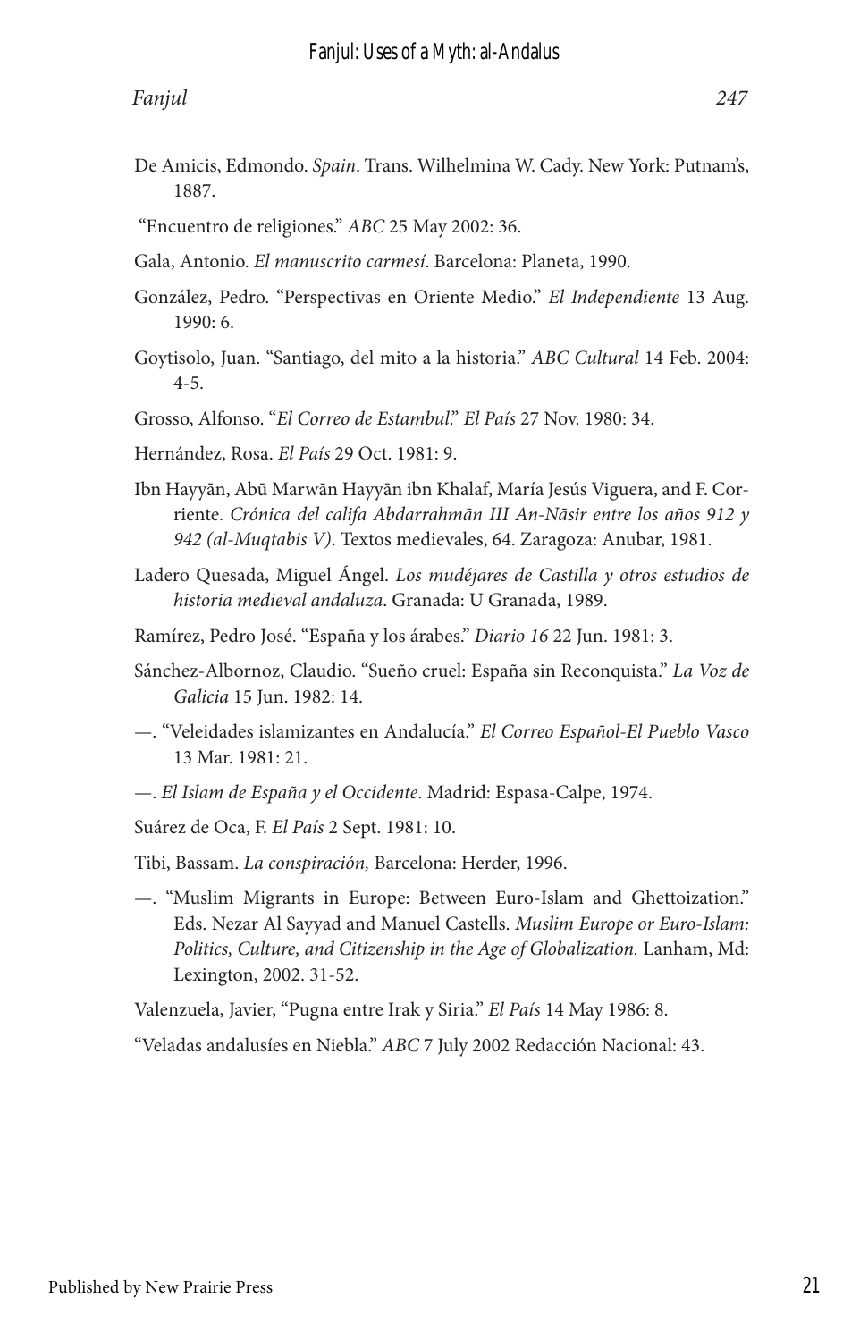De Amicis, Edmondo. *Spain*. Trans. Wilhelmina W. Cady. New York: Putnam's, 1887.

"Encuentro de religiones." *ABC* 25 May 2002: 36.

Gala, Antonio. *El manuscrito carmesí*. Barcelona: Planeta, 1990.

González, Pedro. "Perspectivas en Oriente Medio." *El Independiente* 13 Aug. 1990: 6.

Goytisolo, Juan. "Santiago, del mito a la historia." *ABC Cultural* 14 Feb. 2004: 4-5.

Grosso, Alfonso. "*El Correo de Estambul*." *El País* 27 Nov. 1980: 34.

Hernández, Rosa. *El País* 29 Oct. 1981: 9.

Ibn Hayyān, Abū Marwān Hayyān ibn Khalaf, María Jesús Viguera, and F. Corriente. *Crónica del califa Abdarrahmān III An-Nāsir entre los años 912 y 942 (al-Muqtabis V)*. Textos medievales, 64. Zaragoza: Anubar, 1981.

Ladero Quesada, Miguel Ángel. *Los mudéjares de Castilla y otros estudios de historia medieval andaluza*. Granada: U Granada, 1989.

Ramírez, Pedro José. "España y los árabes." *Diario 16* 22 Jun. 1981: 3.

Sánchez-Albornoz, Claudio. "Sueño cruel: España sin Reconquista." *La Voz de Galicia* 15 Jun. 1982: 14.

—. "Veleidades islamizantes en Andalucía." *El Correo Español-El Pueblo Vasco* 13 Mar. 1981: 21.

—. *El Islam de España y el Occidente*. Madrid: Espasa-Calpe, 1974.

Suárez de Oca, F. *El País* 2 Sept. 1981: 10.

Tibi, Bassam. *La conspiración,* Barcelona: Herder, 1996.

—. "Muslim Migrants in Europe: Between Euro-Islam and Ghettoization." Eds. Nezar Al Sayyad and Manuel Castells. *Muslim Europe or Euro-Islam: Politics, Culture, and Citizenship in the Age of Globalization.* Lanham, Md: Lexington, 2002. 31-52.

Valenzuela, Javier, "Pugna entre Irak y Siria." *El País* 14 May 1986: 8.

"Veladas andalusíes en Niebla." *ABC* 7 July 2002 Redacción Nacional: 43.